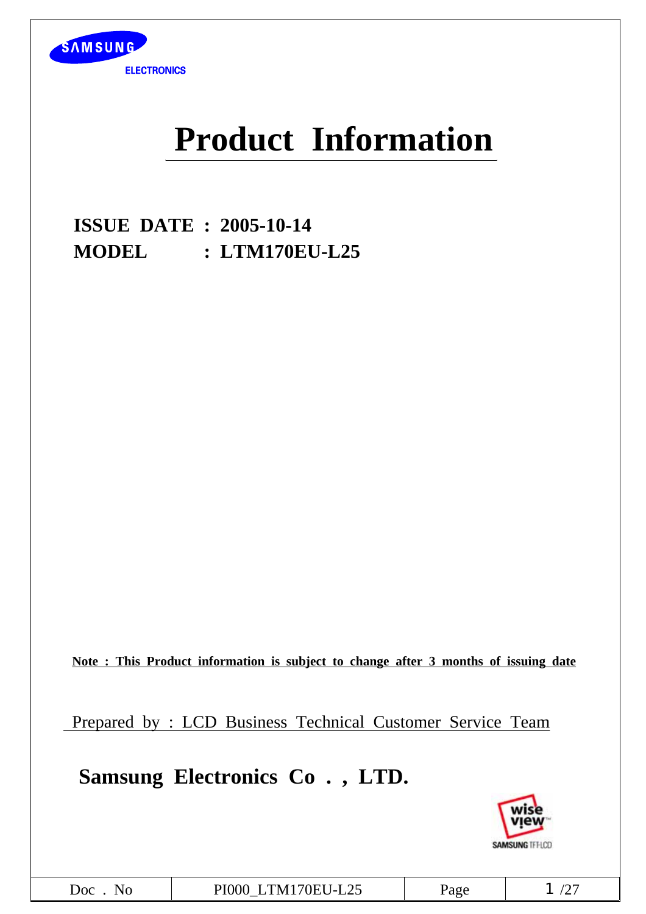# Product Information

**ISSUE DATE : 2005-10-14**

**MODEL : LTM170EU-L25**

**Note : This Product information is subject to change after 3 months of issuing date**

Prepared by : LCD Business Technical Customer Service Team

**Samsung Electronics Co ., LTD.**

| Doc . No | PI000_LTM170EU-L25 | Page | 1 /27 |
| --- | --- | --- | --- |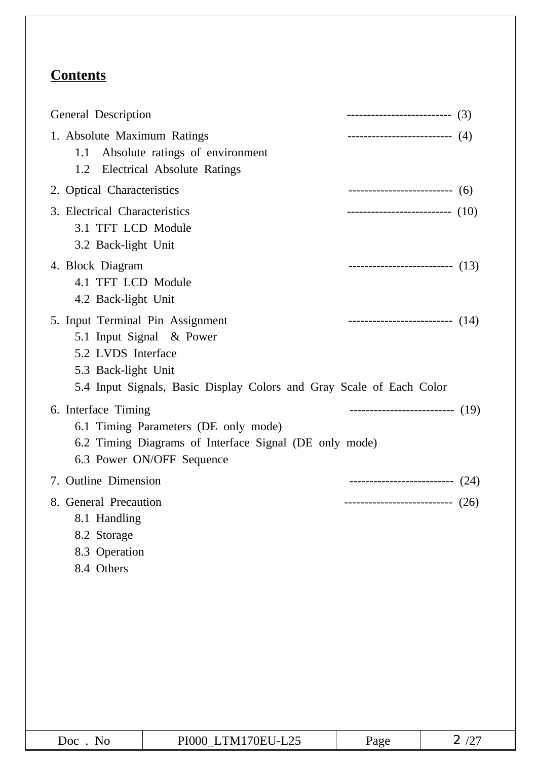## Contents

General Description -------------------------- (3)

1. Absolute Maximum Ratings -------------------------- (4)
   - 1.1 Absolute ratings of environment
   - 1.2 Electrical Absolute Ratings
2. Optical Characteristics -------------------------- (6)
3. Electrical Characteristics -------------------------- (10)
   - 3.1 TFT LCD Module
   - 3.2 Back-light Unit
4. Block Diagram -------------------------- (13)
   - 4.1 TFT LCD Module
   - 4.2 Back-light Unit
5. Input Terminal Pin Assignment -------------------------- (14)
   - 5.1 Input Signal & Power
   - 5.2 LVDS Interface
   - 5.3 Back-light Unit
   - 5.4 Input Signals, Basic Display Colors and Gray Scale of Each Color
6. Interface Timing -------------------------- (19)
   - 6.1 Timing Parameters (DE only mode)
   - 6.2 Timing Diagrams of Interface Signal (DE only mode)
   - 6.3 Power ON/OFF Sequence
7. Outline Dimension -------------------------- (24)
8. General Precaution --------------------------- (26)
   - 8.1 Handling
   - 8.2 Storage
   - 8.3 Operation
   - 8.4 Others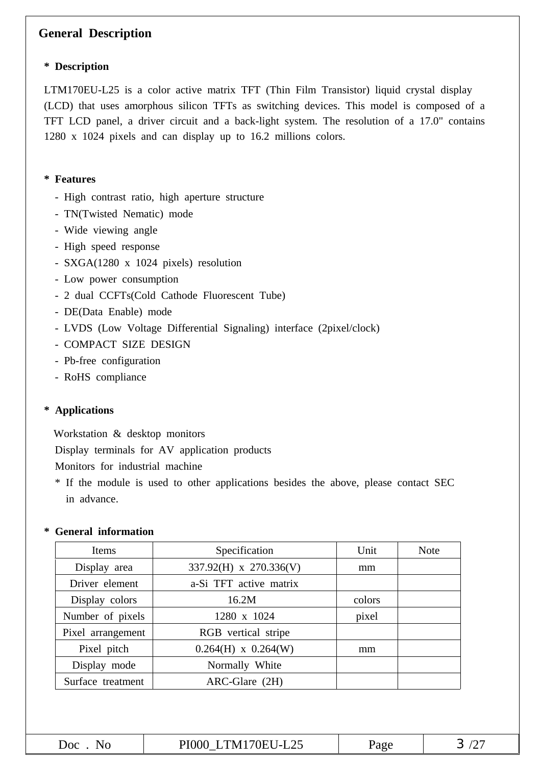## General Description

**\* Description**

LTM170EU-L25 is a color active matrix TFT (Thin Film Transistor) liquid crystal display (LCD) that uses amorphous silicon TFTs as switching devices. This model is composed of a TFT LCD panel, a driver circuit and a back-light system. The resolution of a 17.0" contains 1280 x 1024 pixels and can display up to 16.2 millions colors.

**\* Features**

- High contrast ratio, high aperture structure
- TN(Twisted Nematic) mode
- Wide viewing angle
- High speed response
- SXGA(1280 x 1024 pixels) resolution
- Low power consumption
- 2 dual CCFTs(Cold Cathode Fluorescent Tube)
- DE(Data Enable) mode
- LVDS (Low Voltage Differential Signaling) interface (2pixel/clock)
- COMPACT SIZE DESIGN
- Pb-free configuration
- RoHS compliance

**\* Applications**

Workstation & desktop monitors
Display terminals for AV application products
Monitors for industrial machine
\* If the module is used to other applications besides the above, please contact SEC in advance.

**\* General information**

| Items | Specification | Unit | Note |
|---|---|---|---|
| Display area | 337.92(H) x 270.336(V) | mm | |
| Driver element | a-Si TFT active matrix | | |
| Display colors | 16.2M | colors | |
| Number of pixels | 1280 x 1024 | pixel | |
| Pixel arrangement | RGB vertical stripe | | |
| Pixel pitch | 0.264(H) x 0.264(W) | mm | |
| Display mode | Normally White | | |
| Surface treatment | ARC-Glare (2H) | | |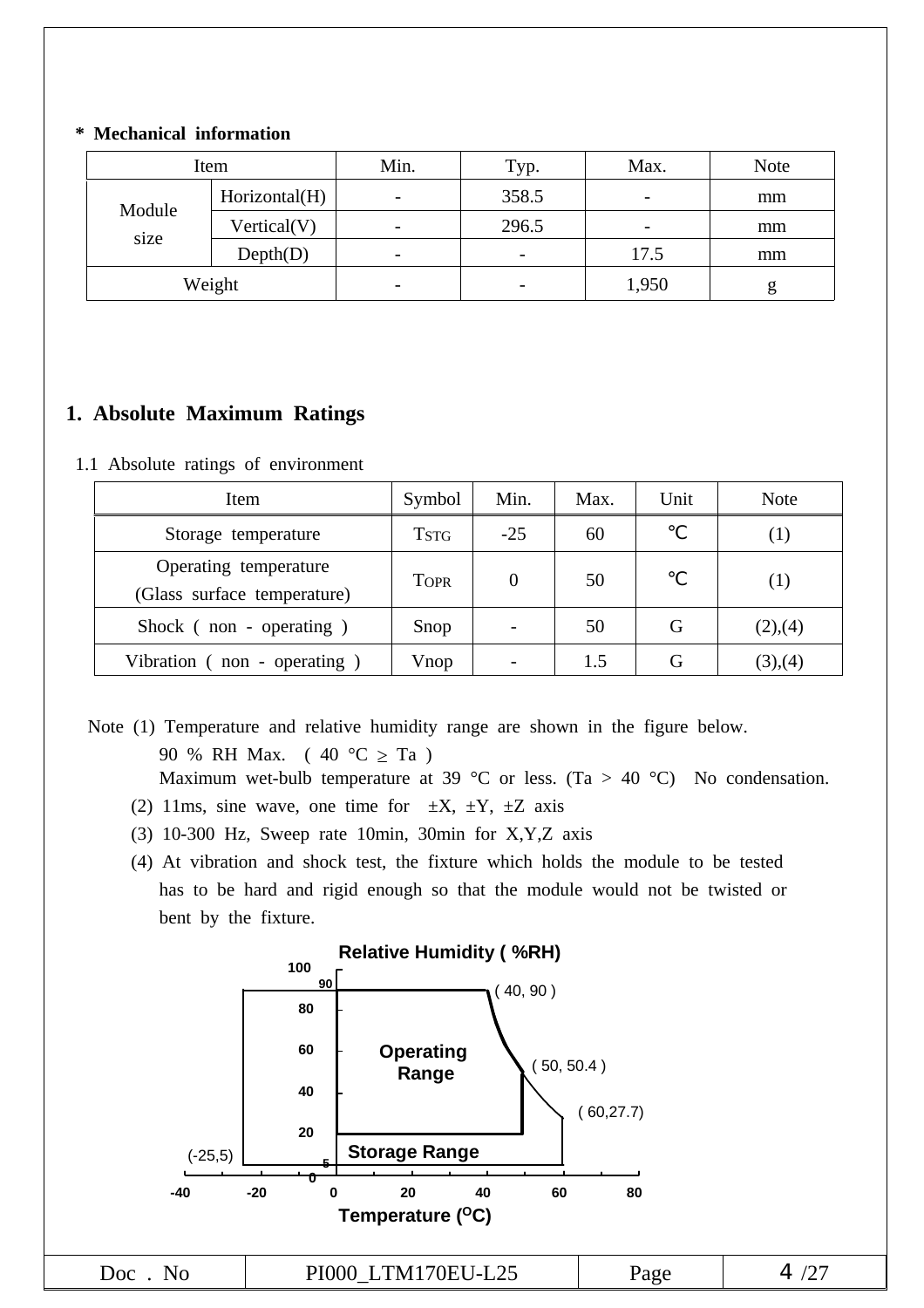**\* Mechanical information**

| Item | | Min. | Typ. | Max. | Note |
|---|---|---|---|---|---|
| Module size | Horizontal(H) | - | 358.5 | - | mm |
| | Vertical(V) | - | 296.5 | - | mm |
| | Depth(D) | - | - | 17.5 | mm |
| Weight | | - | - | 1,950 | g |

# 1. Absolute Maximum Ratings

1.1 Absolute ratings of environment

| Item | Symbol | Min. | Max. | Unit | Note |
|---|---|---|---|---|---|
| Storage temperature | $T_{STG}$ | -25 | 60 | ℃ | (1) |
| Operating temperature (Glass surface temperature) | $T_{OPR}$ | 0 | 50 | ℃ | (1) |
| Shock ( non - operating ) | Snop | - | 50 | G | (2),(4) |
| Vibration ( non - operating ) | Vnop | - | 1.5 | G | (3),(4) |

Note (1) Temperature and relative humidity range are shown in the figure below.
90 % RH Max. ( 40 °C ≥ Ta )
Maximum wet-bulb temperature at 39 °C or less. (Ta > 40 °C) No condensation.
(2) 11ms, sine wave, one time for ±X, ±Y, ±Z axis
(3) 10-300 Hz, Sweep rate 10min, 30min for X,Y,Z axis
(4) At vibration and shock test, the fixture which holds the module to be tested has to be hard and rigid enough so that the module would not be twisted or bent by the fixture.

Relative Humidity ( %RH)

Operating Range

Storage Range

( 40, 90 ) ( 50, 50.4 ) ( 60,27.7) (-25,5)

Temperature (°C)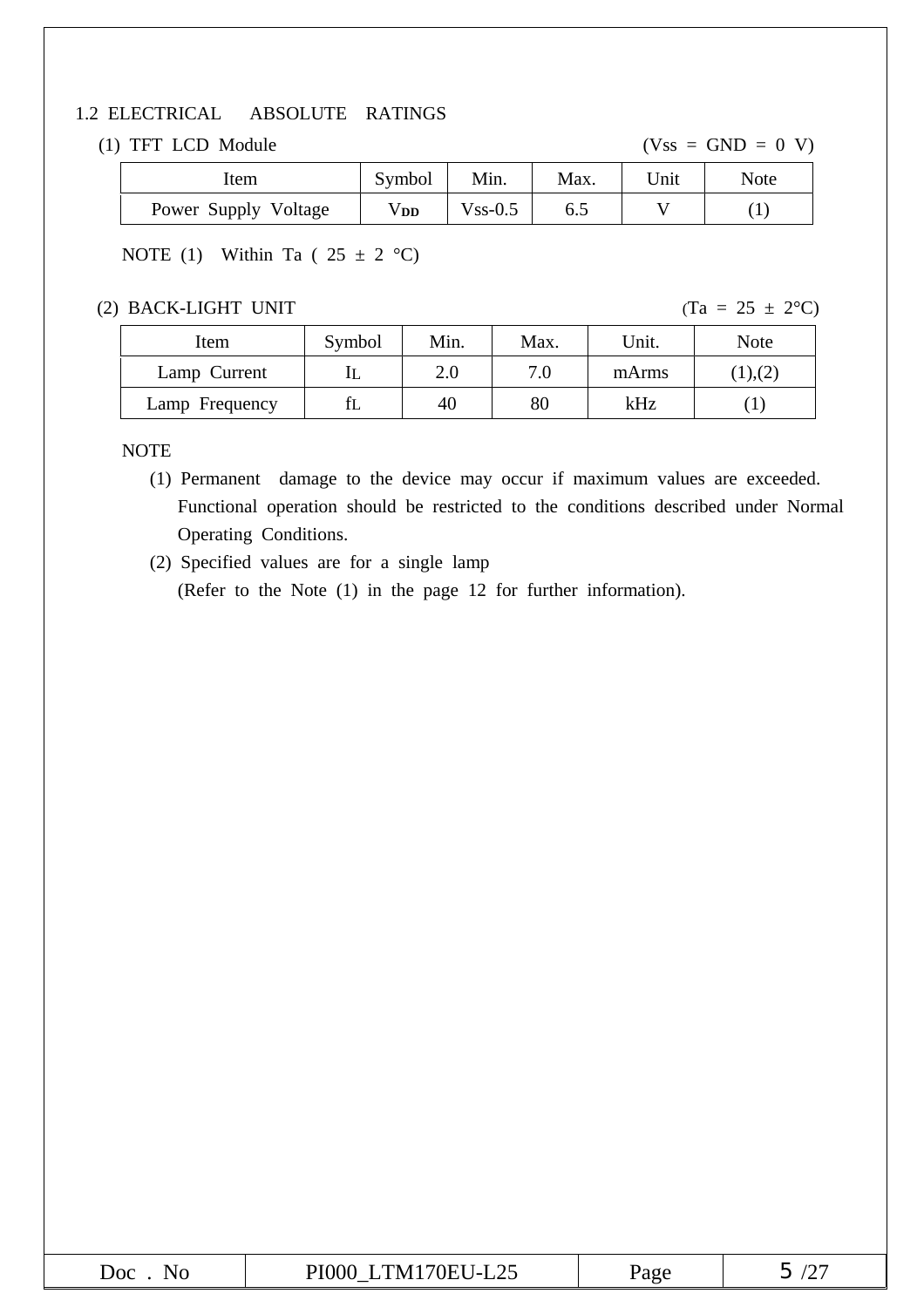## 1.2 ELECTRICAL ABSOLUTE RATINGS

(1) TFT LCD Module (Vss = GND = 0 V)

| Item | Symbol | Min. | Max. | Unit | Note |
|---|---|---|---|---|---|
| Power Supply Voltage | $V_{DD}$ | Vss-0.5 | 6.5 | V | (1) |

NOTE (1) Within Ta ( 25 ± 2 °C)

(2) BACK-LIGHT UNIT (Ta = 25 ± 2°C)

| Item | Symbol | Min. | Max. | Unit. | Note |
|---|---|---|---|---|---|
| Lamp Current | $I_L$ | 2.0 | 7.0 | mArms | (1),(2) |
| Lamp Frequency | $f_L$ | 40 | 80 | kHz | (1) |

NOTE

(1) Permanent damage to the device may occur if maximum values are exceeded. Functional operation should be restricted to the conditions described under Normal Operating Conditions.

(2) Specified values are for a single lamp
(Refer to the Note (1) in the page 12 for further information).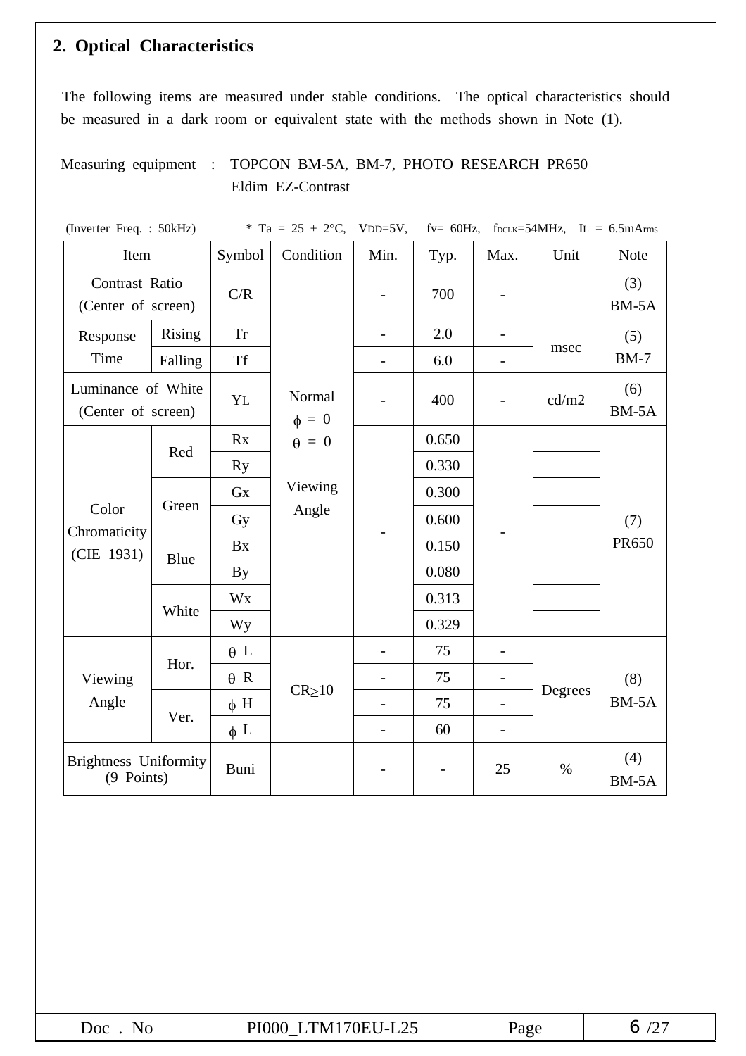## 2. Optical Characteristics

The following items are measured under stable conditions. The optical characteristics should be measured in a dark room or equivalent state with the methods shown in Note (1).

Measuring equipment : TOPCON BM-5A, BM-7, PHOTO RESEARCH PR650
Eldim EZ-Contrast

(Inverter Freq. : 50kHz) * Ta = 25 ± 2°C, $V_{DD}$=5V, fv= 60Hz, $f_{DCLK}$=54MHz, $I_L$ = 6.5mA$_{rms}$

| Item | | Symbol | Condition | Min. | Typ. | Max. | Unit | Note |
|---|---|---|---|---|---|---|---|---|
| Contrast Ratio (Center of screen) | | C/R | Normal $\phi$ = 0 $\theta$ = 0 Viewing Angle | - | 700 | - | | (3) BM-5A |
| Response Time | Rising | Tr | | - | 2.0 | - | msec | (5) BM-7 |
| | Falling | Tf | | - | 6.0 | - | | |
| Luminance of White (Center of screen) | | $Y_L$ | | - | 400 | - | cd/m2 | (6) BM-5A |
| Color Chromaticity (CIE 1931) | Red | Rx | | - | 0.650 | - | | (7) PR650 |
| | | Ry | | | 0.330 | | | |
| | Green | Gx | | | 0.300 | | | |
| | | Gy | | | 0.600 | | | |
| | Blue | Bx | | | 0.150 | | | |
| | | By | | | 0.080 | | | |
| | White | Wx | | | 0.313 | | | |
| | | Wy | | | 0.329 | | | |
| Viewing Angle | Hor. | $\theta$ L | CR≥10 | - | 75 | - | Degrees | (8) BM-5A |
| | | $\theta$ R | | - | 75 | - | | |
| | Ver. | $\phi$ H | | - | 75 | - | | |
| | | $\phi$ L | | - | 60 | - | | |
| Brightness Uniformity (9 Points) | | Buni | | - | - | 25 | % | (4) BM-5A |

| Doc . No | PI000_LTM170EU-L25 | Page | 6 /27 |
|---|---|---|---|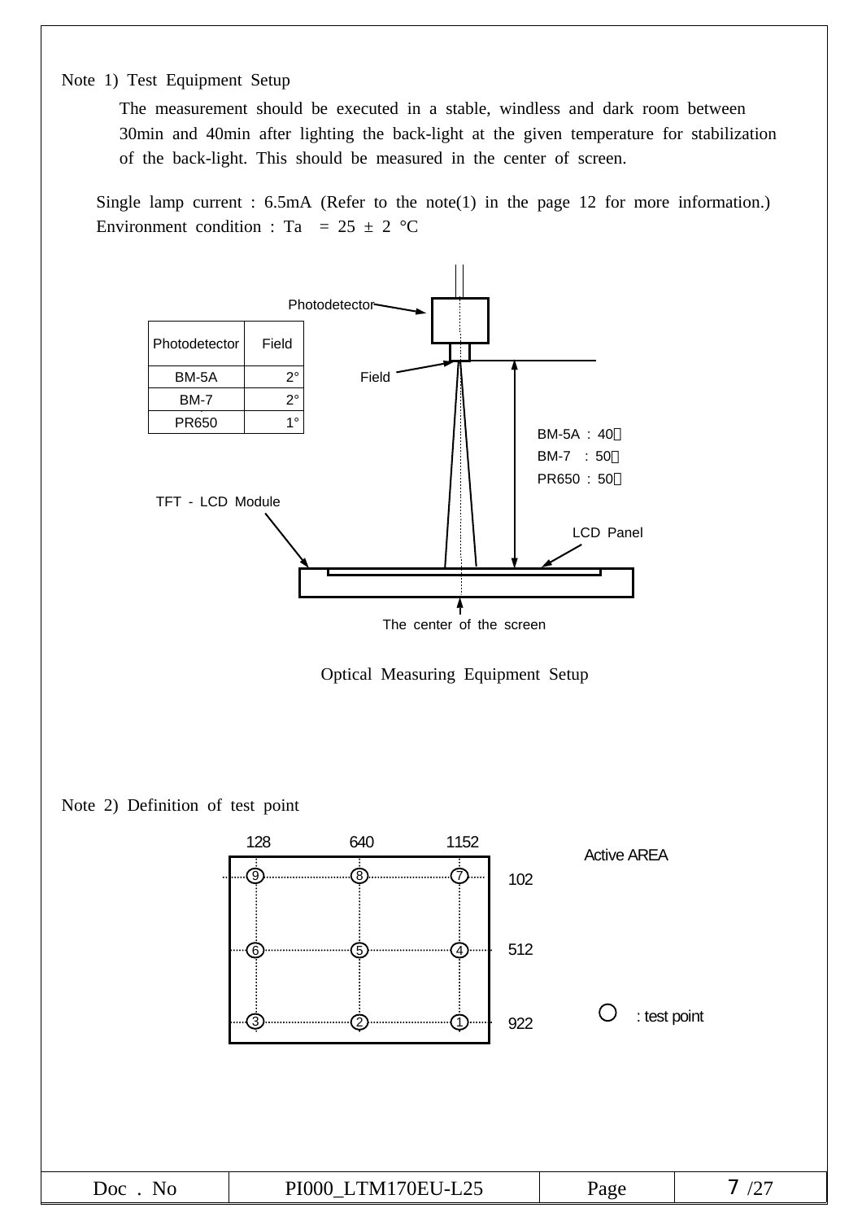Note 1) Test Equipment Setup

The measurement should be executed in a stable, windless and dark room between 30min and 40min after lighting the back-light at the given temperature for stabilization of the back-light. This should be measured in the center of screen.

Single lamp current : 6.5mA (Refer to the note(1) in the page 12 for more information.)
Environment condition : Ta = 25 ± 2 °C

| Photodetector | Field |
|---|---|
| BM-5A | 2° |
| BM-7 | 2° |
| PR650 | 1° |

Photodetector

Field

BM-5A : 40㎝
BM-7 : 50㎝
PR650 : 50㎝

TFT - LCD Module

LCD Panel

The center of the screen

Optical Measuring Equipment Setup

Note 2) Definition of test point

| | 128 | 640 | 1152 |
|---|---|---|---|
| 102 | 9 | 8 | 7 |
| 512 | 6 | 5 | 4 |
| 922 | 3 | 2 | 1 |

Active AREA

○ : test point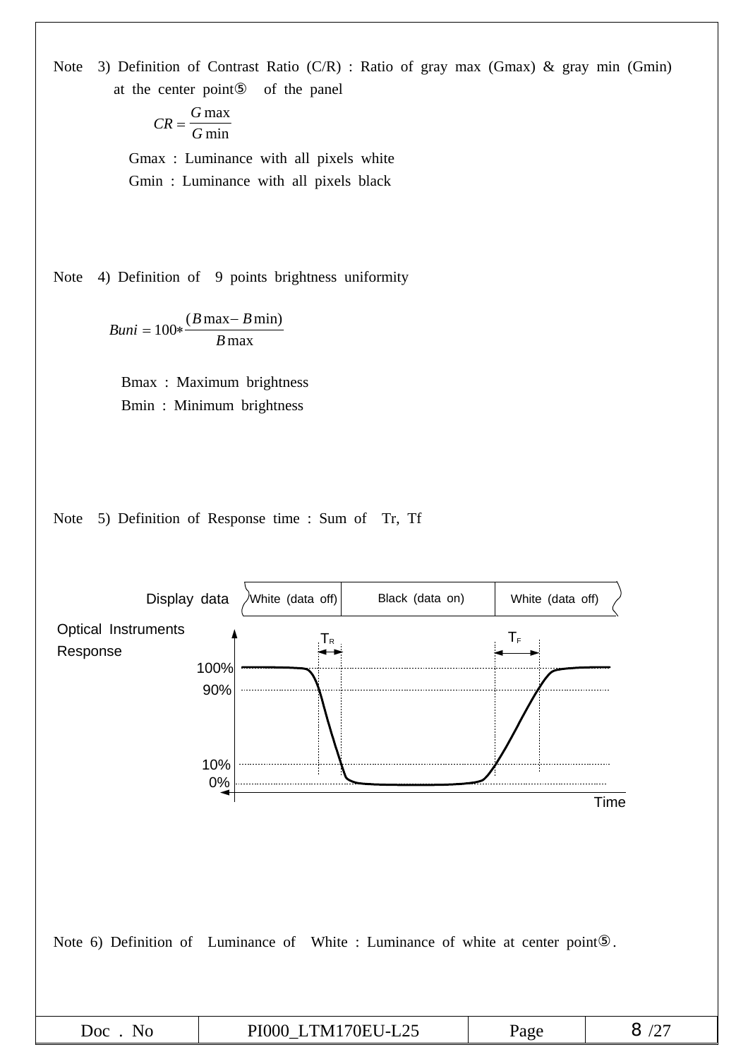Note 3) Definition of Contrast Ratio (C/R) : Ratio of gray max (Gmax) & gray min (Gmin) at the center point⑤ of the panel

$$CR = \frac{G\max}{G\min}$$

Gmax : Luminance with all pixels white

Gmin : Luminance with all pixels black

Note 4) Definition of 9 points brightness uniformity

$$Buni = 100 * \frac{(B\max - B\min)}{B\max}$$

Bmax : Maximum brightness

Bmin : Minimum brightness

Note 5) Definition of Response time : Sum of Tr, Tf

Display data: White (data off) | Black (data on) | White (data off)

Optical Instruments Response

$T_R$ $T_F$

100%
90%
10%
0%

Time

Note 6) Definition of Luminance of White : Luminance of white at center point⑤.

| Doc . No | PI000_LTM170EU-L25 | Page | 8 /27 |
|---|---|---|---|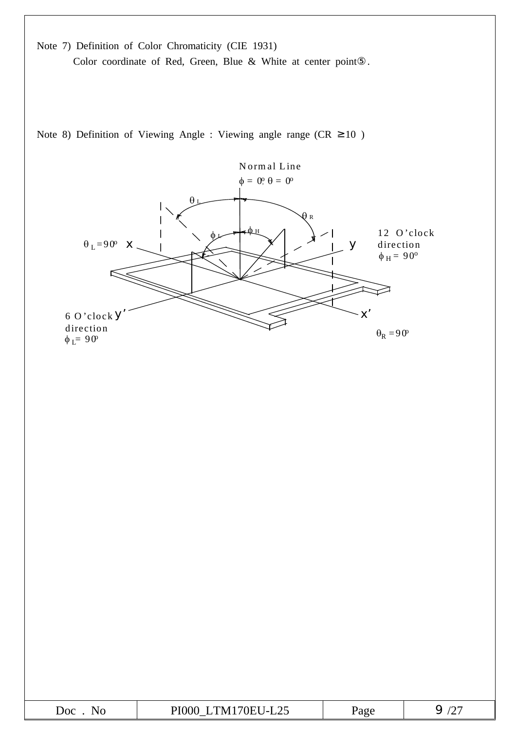Note 7) Definition of Color Chromaticity (CIE 1931)

Color coordinate of Red, Green, Blue & White at center point⑤.

Note 8) Definition of Viewing Angle : Viewing angle range (CR ≥10 )

Normal Line

$\phi = 0^o, \theta = 0^o$

$\theta_L$

$\theta_R$

$\phi_H$

$\phi_L$

$\theta_L = 90^o$ x

y 12 O'clock direction $\phi_H = 90^o$

6 O'clock y' direction $\phi_L = 90^o$

x' $\theta_R = 90^o$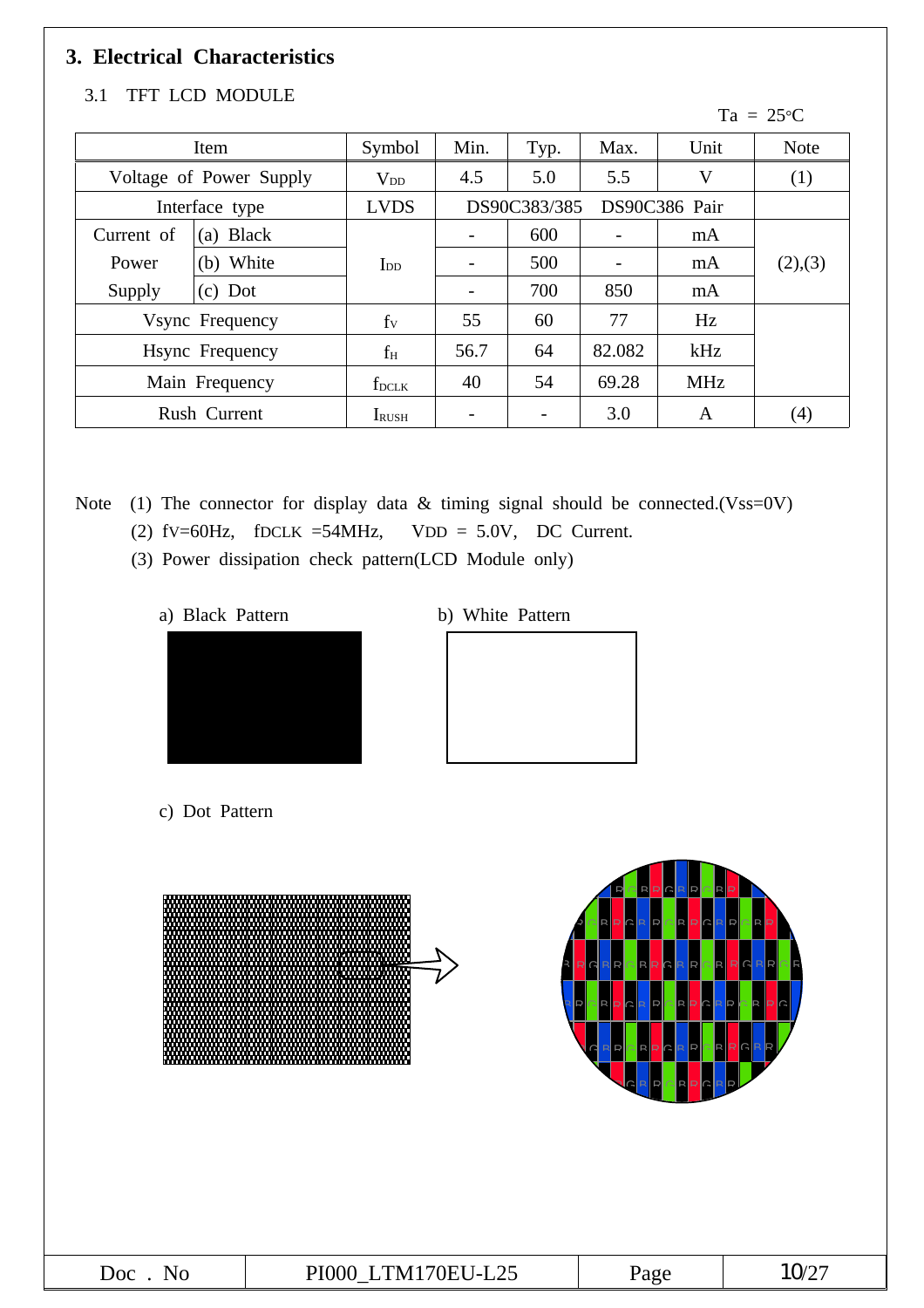## 3. Electrical Characteristics

### 3.1 TFT LCD MODULE

Ta = 25°C

| Item | | Symbol | Min. | Typ. | Max. | Unit | Note |
|---|---|---|---|---|---|---|---|
| Voltage of Power Supply | | $V_{DD}$ | 4.5 | 5.0 | 5.5 | V | (1) |
| Interface type | | LVDS | DS90C383/385 DS90C386 Pair | | | | |
| Current of Power Supply | (a) Black | $I_{DD}$ | - | 600 | - | mA | (2),(3) |
| | (b) White | | - | 500 | - | mA | |
| | (c) Dot | | - | 700 | 850 | mA | |
| Vsync Frequency | | $f_V$ | 55 | 60 | 77 | Hz | |
| Hsync Frequency | | $f_H$ | 56.7 | 64 | 82.082 | kHz | |
| Main Frequency | | $f_{DCLK}$ | 40 | 54 | 69.28 | MHz | |
| Rush Current | | $I_{RUSH}$ | - | - | 3.0 | A | (4) |

Note (1) The connector for display data & timing signal should be connected.(Vss=0V)

(2) $f_V$=60Hz, $f_{DCLK}$ =54MHz, $V_{DD}$ = 5.0V, DC Current.

(3) Power dissipation check pattern(LCD Module only)

a) Black Pattern

b) White Pattern

c) Dot Pattern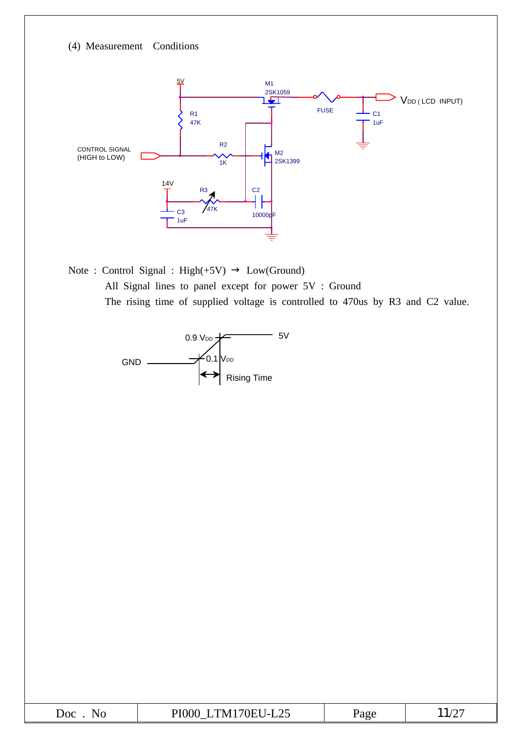(4) Measurement Conditions

Note : Control Signal : High(+5V) → Low(Ground)

All Signal lines to panel except for power 5V : Ground

The rising time of supplied voltage is controlled to 470us by R3 and C2 value.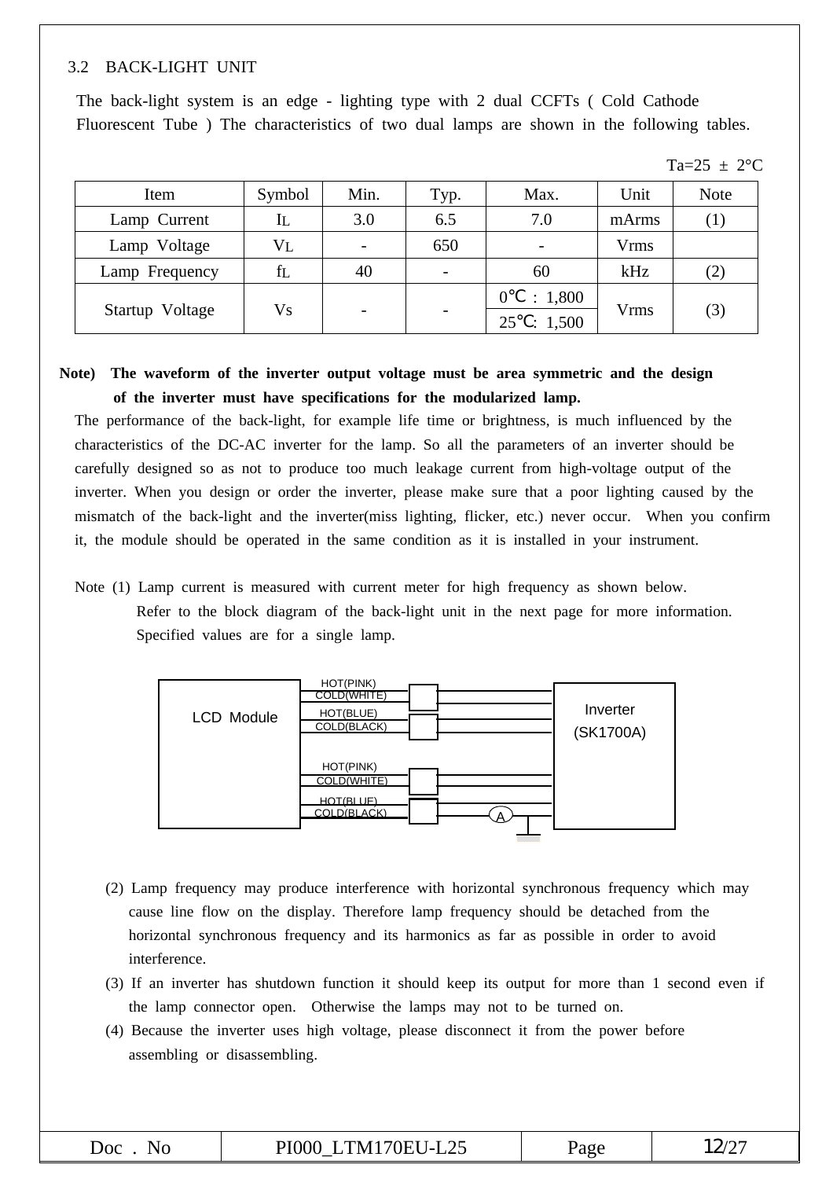## 3.2 BACK-LIGHT UNIT

The back-light system is an edge - lighting type with 2 dual CCFTs ( Cold Cathode Fluorescent Tube ) The characteristics of two dual lamps are shown in the following tables.

Ta=25 ± 2°C

| Item | Symbol | Min. | Typ. | Max. | Unit | Note |
|---|---|---|---|---|---|---|
| Lamp Current | $I_L$ | 3.0 | 6.5 | 7.0 | mArms | (1) |
| Lamp Voltage | $V_L$ | - | 650 | - | Vrms | |
| Lamp Frequency | $f_L$ | 40 | - | 60 | kHz | (2) |
| Startup Voltage | Vs | - | - | 0℃ : 1,800<br>25℃: 1,500 | Vrms | (3) |

**Note) The waveform of the inverter output voltage must be area symmetric and the design of the inverter must have specifications for the modularized lamp.**

The performance of the back-light, for example life time or brightness, is much influenced by the characteristics of the DC-AC inverter for the lamp. So all the parameters of an inverter should be carefully designed so as not to produce too much leakage current from high-voltage output of the inverter. When you design or order the inverter, please make sure that a poor lighting caused by the mismatch of the back-light and the inverter(miss lighting, flicker, etc.) never occur. When you confirm it, the module should be operated in the same condition as it is installed in your instrument.

Note (1) Lamp current is measured with current meter for high frequency as shown below. Refer to the block diagram of the back-light unit in the next page for more information. Specified values are for a single lamp.

LCD Module — HOT(PINK), COLD(WHITE), HOT(BLUE), COLD(BLACK), HOT(PINK), COLD(WHITE), HOT(BLUE), COLD(BLACK) — A — Inverter (SK1700A)

(2) Lamp frequency may produce interference with horizontal synchronous frequency which may cause line flow on the display. Therefore lamp frequency should be detached from the horizontal synchronous frequency and its harmonics as far as possible in order to avoid interference.

(3) If an inverter has shutdown function it should keep its output for more than 1 second even if the lamp connector open. Otherwise the lamps may not to be turned on.

(4) Because the inverter uses high voltage, please disconnect it from the power before assembling or disassembling.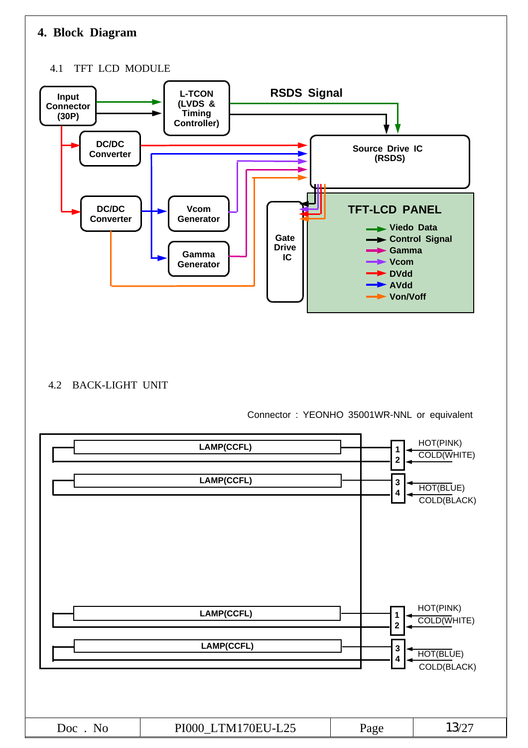# 4. Block Diagram

4.1 TFT LCD MODULE

Input Connector (30P)

L-TCON (LVDS & Timing Controller)

RSDS Signal

DC/DC Converter

Source Drive IC (RSDS)

DC/DC Converter

Vcom Generator

Gamma Generator

Gate Drive IC

TFT-LCD PANEL

- Viedo Data
- Control Signal
- Gamma
- Vcom
- DVdd
- AVdd
- Von/Voff

4.2 BACK-LIGHT UNIT

Connector : YEONHO 35001WR-NNL or equivalent

| Lamp | Pin | Wire |
|---|---|---|
| LAMP(CCFL) | 1 | HOT(PINK) |
| | 2 | COLD(WHITE) |
| LAMP(CCFL) | 3 | HOT(BLUE) |
| | 4 | COLD(BLACK) |
| LAMP(CCFL) | 1 | HOT(PINK) |
| | 2 | COLD(WHITE) |
| LAMP(CCFL) | 3 | HOT(BLUE) |
| | 4 | COLD(BLACK) |

| Doc . No | PI000_LTM170EU-L25 | Page | 13/27 |
|---|---|---|---|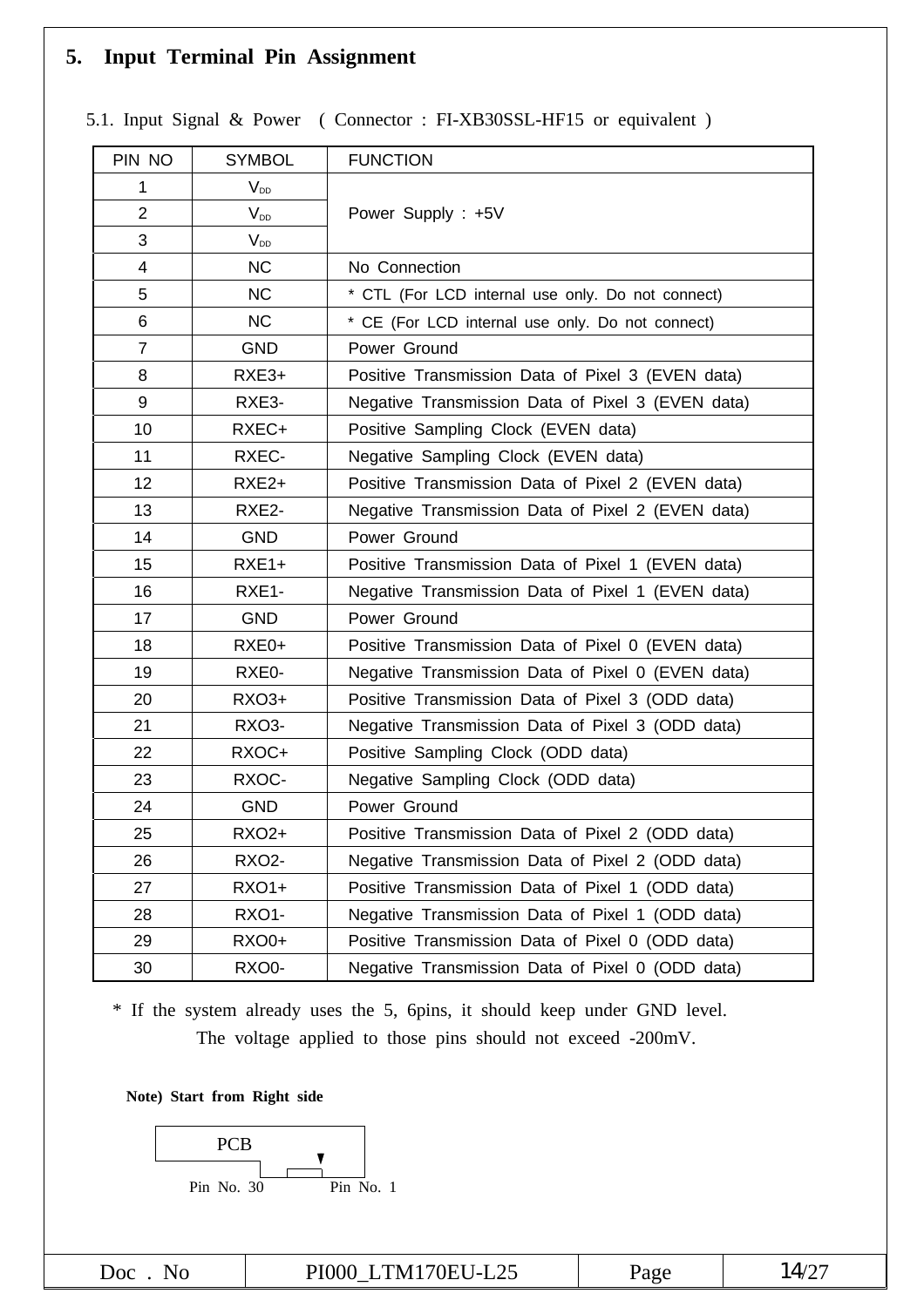## 5. Input Terminal Pin Assignment

### 5.1. Input Signal & Power ( Connector : FI-XB30SSL-HF15 or equivalent )

| PIN NO | SYMBOL | FUNCTION |
|---|---|---|
| 1 | $V_{DD}$ | Power Supply : +5V |
| 2 | $V_{DD}$ | |
| 3 | $V_{DD}$ | |
| 4 | NC | No Connection |
| 5 | NC | * CTL (For LCD internal use only. Do not connect) |
| 6 | NC | * CE (For LCD internal use only. Do not connect) |
| 7 | GND | Power Ground |
| 8 | RXE3+ | Positive Transmission Data of Pixel 3 (EVEN data) |
| 9 | RXE3- | Negative Transmission Data of Pixel 3 (EVEN data) |
| 10 | RXEC+ | Positive Sampling Clock (EVEN data) |
| 11 | RXEC- | Negative Sampling Clock (EVEN data) |
| 12 | RXE2+ | Positive Transmission Data of Pixel 2 (EVEN data) |
| 13 | RXE2- | Negative Transmission Data of Pixel 2 (EVEN data) |
| 14 | GND | Power Ground |
| 15 | RXE1+ | Positive Transmission Data of Pixel 1 (EVEN data) |
| 16 | RXE1- | Negative Transmission Data of Pixel 1 (EVEN data) |
| 17 | GND | Power Ground |
| 18 | RXE0+ | Positive Transmission Data of Pixel 0 (EVEN data) |
| 19 | RXE0- | Negative Transmission Data of Pixel 0 (EVEN data) |
| 20 | RXO3+ | Positive Transmission Data of Pixel 3 (ODD data) |
| 21 | RXO3- | Negative Transmission Data of Pixel 3 (ODD data) |
| 22 | RXOC+ | Positive Sampling Clock (ODD data) |
| 23 | RXOC- | Negative Sampling Clock (ODD data) |
| 24 | GND | Power Ground |
| 25 | RXO2+ | Positive Transmission Data of Pixel 2 (ODD data) |
| 26 | RXO2- | Negative Transmission Data of Pixel 2 (ODD data) |
| 27 | RXO1+ | Positive Transmission Data of Pixel 1 (ODD data) |
| 28 | RXO1- | Negative Transmission Data of Pixel 1 (ODD data) |
| 29 | RXO0+ | Positive Transmission Data of Pixel 0 (ODD data) |
| 30 | RXO0- | Negative Transmission Data of Pixel 0 (ODD data) |

\* If the system already uses the 5, 6pins, it should keep under GND level.
The voltage applied to those pins should not exceed -200mV.

**Note) Start from Right side**

PCB

Pin No. 30 Pin No. 1

| Doc . No | PI000_LTM170EU-L25 | Page | 14/27 |
|---|---|---|---|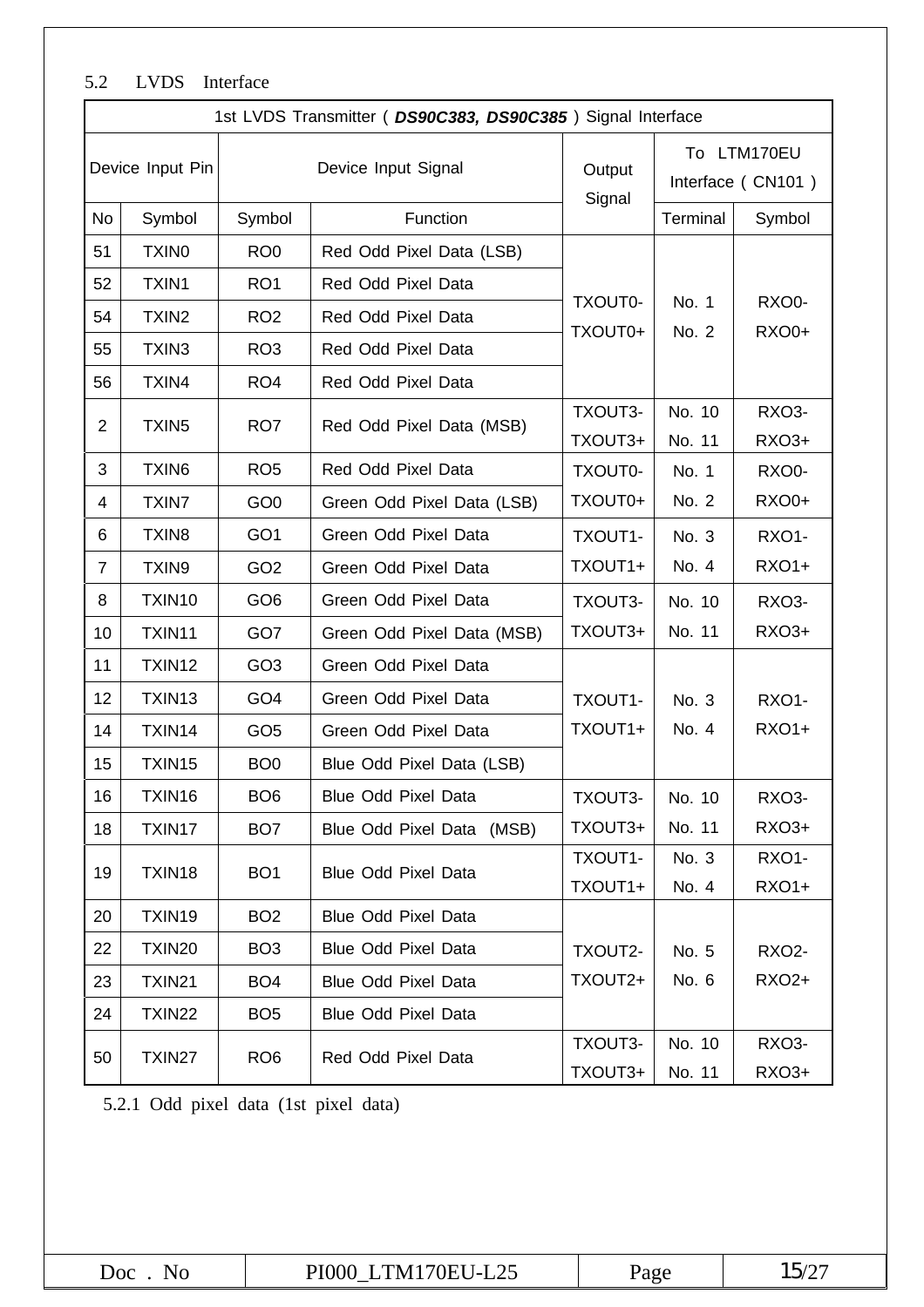5.2 LVDS Interface

| 1st LVDS Transmitter ( ***DS90C383, DS90C385*** ) Signal Interface | | | | | | |
|---|---|---|---|---|---|---|
| Device Input Pin | | Device Input Signal | | Output Signal | To LTM170EU Interface ( CN101 ) | |
| No | Symbol | Symbol | Function | | Terminal | Symbol |
| 51 | TXIN0 | RO0 | Red Odd Pixel Data (LSB) | TXOUT0- TXOUT0+ | No. 1 No. 2 | RXO0- RXO0+ |
| 52 | TXIN1 | RO1 | Red Odd Pixel Data | | | |
| 54 | TXIN2 | RO2 | Red Odd Pixel Data | | | |
| 55 | TXIN3 | RO3 | Red Odd Pixel Data | | | |
| 56 | TXIN4 | RO4 | Red Odd Pixel Data | | | |
| 2 | TXIN5 | RO7 | Red Odd Pixel Data (MSB) | TXOUT3- TXOUT3+ | No. 10 No. 11 | RXO3- RXO3+ |
| 3 | TXIN6 | RO5 | Red Odd Pixel Data | TXOUT0- TXOUT0+ | No. 1 No. 2 | RXO0- RXO0+ |
| 4 | TXIN7 | GO0 | Green Odd Pixel Data (LSB) | | | |
| 6 | TXIN8 | GO1 | Green Odd Pixel Data | TXOUT1- TXOUT1+ | No. 3 No. 4 | RXO1- RXO1+ |
| 7 | TXIN9 | GO2 | Green Odd Pixel Data | | | |
| 8 | TXIN10 | GO6 | Green Odd Pixel Data | TXOUT3- TXOUT3+ | No. 10 No. 11 | RXO3- RXO3+ |
| 10 | TXIN11 | GO7 | Green Odd Pixel Data (MSB) | | | |
| 11 | TXIN12 | GO3 | Green Odd Pixel Data | TXOUT1- TXOUT1+ | No. 3 No. 4 | RXO1- RXO1+ |
| 12 | TXIN13 | GO4 | Green Odd Pixel Data | | | |
| 14 | TXIN14 | GO5 | Green Odd Pixel Data | | | |
| 15 | TXIN15 | BO0 | Blue Odd Pixel Data (LSB) | | | |
| 16 | TXIN16 | BO6 | Blue Odd Pixel Data | TXOUT3- TXOUT3+ | No. 10 No. 11 | RXO3- RXO3+ |
| 18 | TXIN17 | BO7 | Blue Odd Pixel Data (MSB) | | | |
| 19 | TXIN18 | BO1 | Blue Odd Pixel Data | TXOUT1- TXOUT1+ | No. 3 No. 4 | RXO1- RXO1+ |
| 20 | TXIN19 | BO2 | Blue Odd Pixel Data | TXOUT2- TXOUT2+ | No. 5 No. 6 | RXO2- RXO2+ |
| 22 | TXIN20 | BO3 | Blue Odd Pixel Data | | | |
| 23 | TXIN21 | BO4 | Blue Odd Pixel Data | | | |
| 24 | TXIN22 | BO5 | Blue Odd Pixel Data | | | |
| 50 | TXIN27 | RO6 | Red Odd Pixel Data | TXOUT3- TXOUT3+ | No. 10 No. 11 | RXO3- RXO3+ |

5.2.1 Odd pixel data (1st pixel data)

| Doc . No | PI000_LTM170EU-L25 | Page | 15/27 |
|---|---|---|---|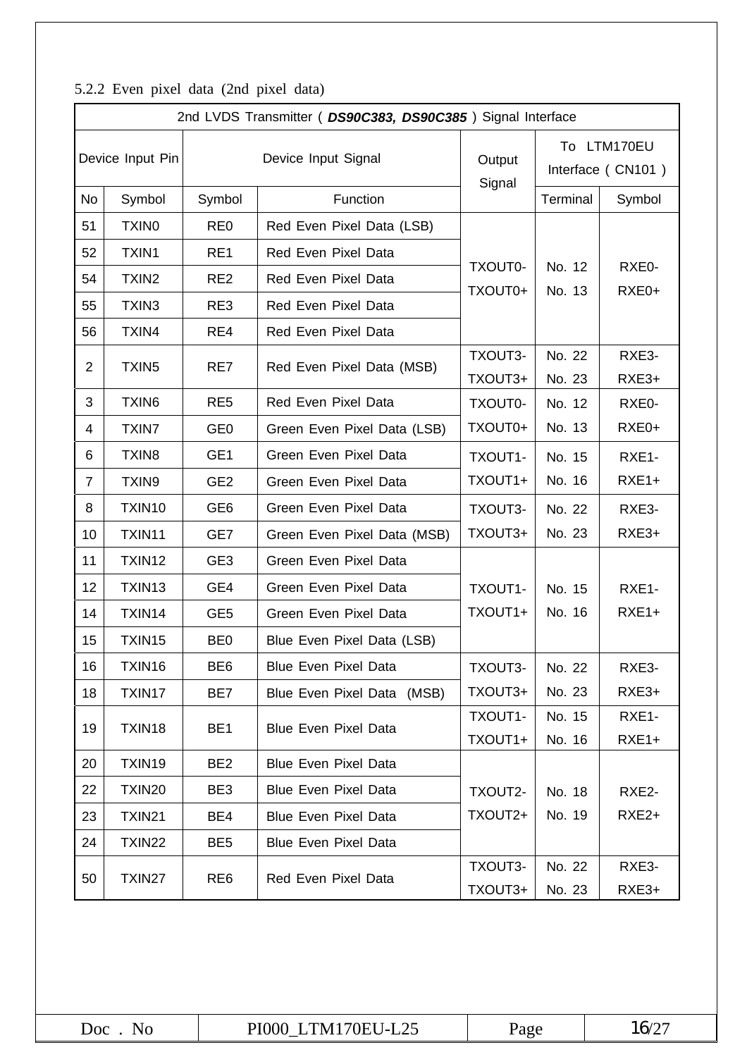5.2.2 Even pixel data (2nd pixel data)

| 2nd LVDS Transmitter ( ***DS90C383, DS90C385*** ) Signal Interface | | | | | | |
|---|---|---|---|---|---|---|
| Device Input Pin | | Device Input Signal | | Output Signal | To LTM170EU Interface ( CN101 ) | |
| No | Symbol | Symbol | Function | | Terminal | Symbol |
| 51 | TXIN0 | RE0 | Red Even Pixel Data (LSB) | TXOUT0- TXOUT0+ | No. 12 No. 13 | RXE0- RXE0+ |
| 52 | TXIN1 | RE1 | Red Even Pixel Data | | | |
| 54 | TXIN2 | RE2 | Red Even Pixel Data | | | |
| 55 | TXIN3 | RE3 | Red Even Pixel Data | | | |
| 56 | TXIN4 | RE4 | Red Even Pixel Data | | | |
| 2 | TXIN5 | RE7 | Red Even Pixel Data (MSB) | TXOUT3- TXOUT3+ | No. 22 No. 23 | RXE3- RXE3+ |
| 3 | TXIN6 | RE5 | Red Even Pixel Data | TXOUT0- TXOUT0+ | No. 12 No. 13 | RXE0- RXE0+ |
| 4 | TXIN7 | GE0 | Green Even Pixel Data (LSB) | | | |
| 6 | TXIN8 | GE1 | Green Even Pixel Data | TXOUT1- TXOUT1+ | No. 15 No. 16 | RXE1- RXE1+ |
| 7 | TXIN9 | GE2 | Green Even Pixel Data | | | |
| 8 | TXIN10 | GE6 | Green Even Pixel Data | TXOUT3- TXOUT3+ | No. 22 No. 23 | RXE3- RXE3+ |
| 10 | TXIN11 | GE7 | Green Even Pixel Data (MSB) | | | |
| 11 | TXIN12 | GE3 | Green Even Pixel Data | TXOUT1- TXOUT1+ | No. 15 No. 16 | RXE1- RXE1+ |
| 12 | TXIN13 | GE4 | Green Even Pixel Data | | | |
| 14 | TXIN14 | GE5 | Green Even Pixel Data | | | |
| 15 | TXIN15 | BE0 | Blue Even Pixel Data (LSB) | | | |
| 16 | TXIN16 | BE6 | Blue Even Pixel Data | TXOUT3- TXOUT3+ | No. 22 No. 23 | RXE3- RXE3+ |
| 18 | TXIN17 | BE7 | Blue Even Pixel Data (MSB) | | | |
| 19 | TXIN18 | BE1 | Blue Even Pixel Data | TXOUT1- TXOUT1+ | No. 15 No. 16 | RXE1- RXE1+ |
| 20 | TXIN19 | BE2 | Blue Even Pixel Data | TXOUT2- TXOUT2+ | No. 18 No. 19 | RXE2- RXE2+ |
| 22 | TXIN20 | BE3 | Blue Even Pixel Data | | | |
| 23 | TXIN21 | BE4 | Blue Even Pixel Data | | | |
| 24 | TXIN22 | BE5 | Blue Even Pixel Data | | | |
| 50 | TXIN27 | RE6 | Red Even Pixel Data | TXOUT3- TXOUT3+ | No. 22 No. 23 | RXE3- RXE3+ |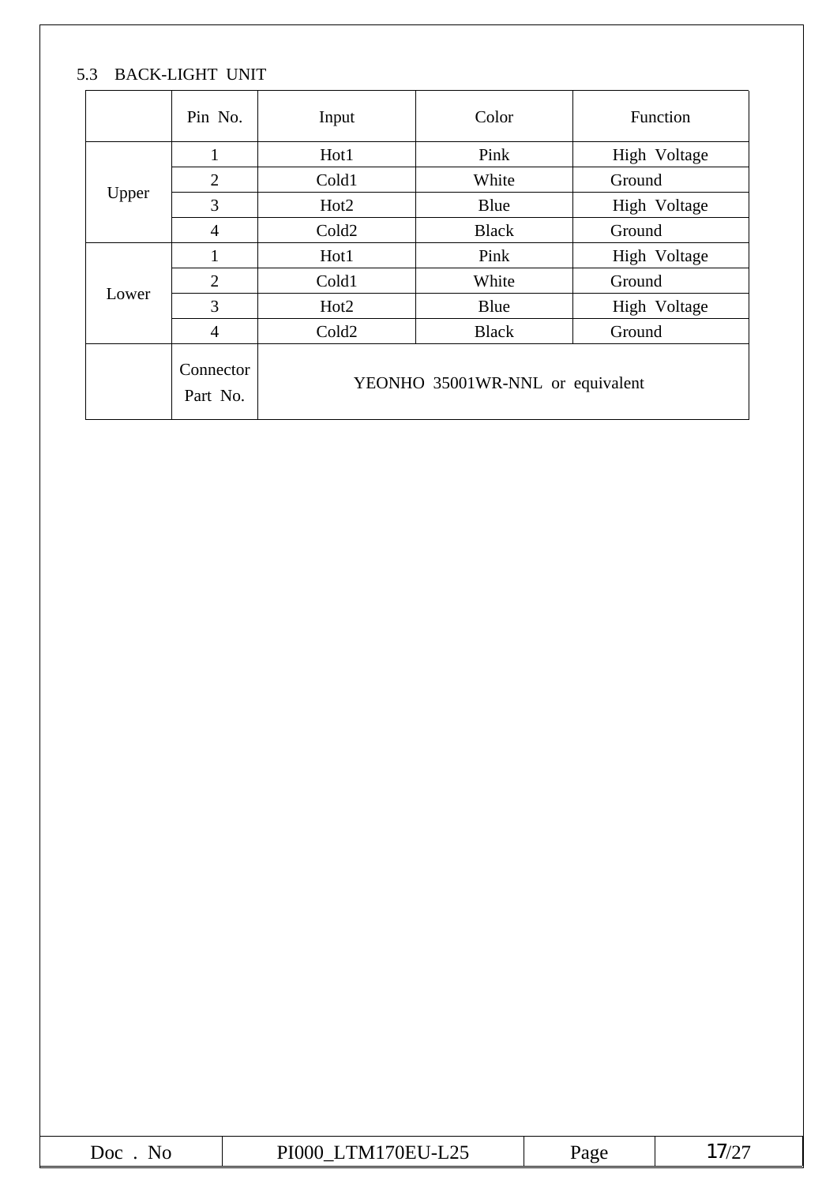### 5.3 BACK-LIGHT UNIT

| | Pin No. | Input | Color | Function |
|---|---|---|---|---|
| Upper | 1 | Hot1 | Pink | High Voltage |
| | 2 | Cold1 | White | Ground |
| | 3 | Hot2 | Blue | High Voltage |
| | 4 | Cold2 | Black | Ground |
| Lower | 1 | Hot1 | Pink | High Voltage |
| | 2 | Cold1 | White | Ground |
| | 3 | Hot2 | Blue | High Voltage |
| | 4 | Cold2 | Black | Ground |
| | Connector Part No. | YEONHO 35001WR-NNL or equivalent | | |

| Doc . No | PI000_LTM170EU-L25 | Page | 17/27 |
|---|---|---|---|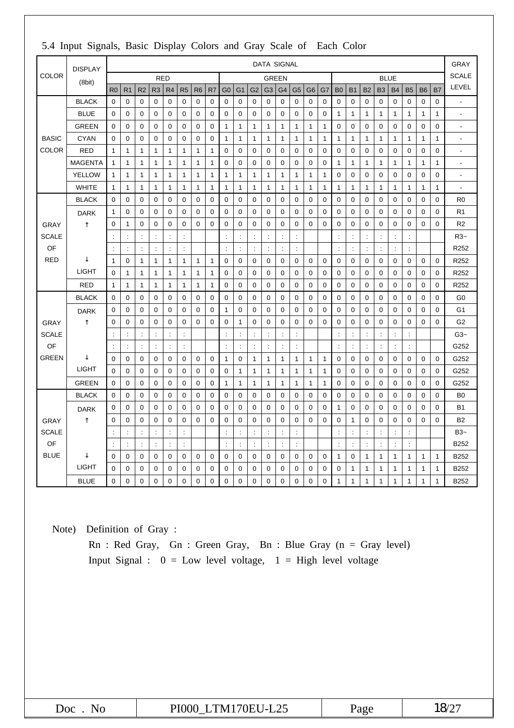## 5.4 Input Signals, Basic Display Colors and Gray Scale of Each Color

| COLOR | DISPLAY (8bit) | DATA SIGNAL | | | | | | | | | | | | | | | | | | | | | | | | GRAY SCALE LEVEL |
|---|---|---|---|---|---|---|---|---|---|---|---|---|---|---|---|---|---|---|---|---|---|---|---|---|---|---|
| | | RED | | | | | | | | GREEN | | | | | | | | BLUE | | | | | | | | |
| | | R0 | R1 | R2 | R3 | R4 | R5 | R6 | R7 | G0 | G1 | G2 | G3 | G4 | G5 | G6 | G7 | B0 | B1 | B2 | B3 | B4 | B5 | B6 | B7 | |
| BASIC COLOR | BLACK | 0 | 0 | 0 | 0 | 0 | 0 | 0 | 0 | 0 | 0 | 0 | 0 | 0 | 0 | 0 | 0 | 0 | 0 | 0 | 0 | 0 | 0 | 0 | 0 | - |
| | BLUE | 0 | 0 | 0 | 0 | 0 | 0 | 0 | 0 | 0 | 0 | 0 | 0 | 0 | 0 | 0 | 0 | 1 | 1 | 1 | 1 | 1 | 1 | 1 | 1 | - |
| | GREEN | 0 | 0 | 0 | 0 | 0 | 0 | 0 | 0 | 1 | 1 | 1 | 1 | 1 | 1 | 1 | 1 | 0 | 0 | 0 | 0 | 0 | 0 | 0 | 0 | - |
| | CYAN | 0 | 0 | 0 | 0 | 0 | 0 | 0 | 0 | 1 | 1 | 1 | 1 | 1 | 1 | 1 | 1 | 1 | 1 | 1 | 1 | 1 | 1 | 1 | 1 | - |
| | RED | 1 | 1 | 1 | 1 | 1 | 1 | 1 | 1 | 0 | 0 | 0 | 0 | 0 | 0 | 0 | 0 | 0 | 0 | 0 | 0 | 0 | 0 | 0 | 0 | - |
| | MAGENTA | 1 | 1 | 1 | 1 | 1 | 1 | 1 | 1 | 0 | 0 | 0 | 0 | 0 | 0 | 0 | 0 | 1 | 1 | 1 | 1 | 1 | 1 | 1 | 1 | - |
| | YELLOW | 1 | 1 | 1 | 1 | 1 | 1 | 1 | 1 | 1 | 1 | 1 | 1 | 1 | 1 | 1 | 1 | 0 | 0 | 0 | 0 | 0 | 0 | 0 | 0 | - |
| | WHITE | 1 | 1 | 1 | 1 | 1 | 1 | 1 | 1 | 1 | 1 | 1 | 1 | 1 | 1 | 1 | 1 | 1 | 1 | 1 | 1 | 1 | 1 | 1 | 1 | - |
| GRAY SCALE OF RED | BLACK | 0 | 0 | 0 | 0 | 0 | 0 | 0 | 0 | 0 | 0 | 0 | 0 | 0 | 0 | 0 | 0 | 0 | 0 | 0 | 0 | 0 | 0 | 0 | 0 | R0 |
| | DARK | 1 | 0 | 0 | 0 | 0 | 0 | 0 | 0 | 0 | 0 | 0 | 0 | 0 | 0 | 0 | 0 | 0 | 0 | 0 | 0 | 0 | 0 | 0 | 0 | R1 |
| | ↑ | 0 | 1 | 0 | 0 | 0 | 0 | 0 | 0 | 0 | 0 | 0 | 0 | 0 | 0 | 0 | 0 | 0 | 0 | 0 | 0 | 0 | 0 | 0 | 0 | R2 |
| | | : | : | : | : | : | : | | | : | : | : | : | : | : | | | : | : | : | : | : | : | | | R3~ |
| | | : | : | : | : | : | : | | | : | : | : | : | : | : | | | : | : | : | : | : | : | | | R252 |
| | ↓ | 1 | 0 | 1 | 1 | 1 | 1 | 1 | 1 | 0 | 0 | 0 | 0 | 0 | 0 | 0 | 0 | 0 | 0 | 0 | 0 | 0 | 0 | 0 | 0 | R252 |
| | LIGHT | 0 | 1 | 1 | 1 | 1 | 1 | 1 | 1 | 0 | 0 | 0 | 0 | 0 | 0 | 0 | 0 | 0 | 0 | 0 | 0 | 0 | 0 | 0 | 0 | R252 |
| | RED | 1 | 1 | 1 | 1 | 1 | 1 | 1 | 1 | 0 | 0 | 0 | 0 | 0 | 0 | 0 | 0 | 0 | 0 | 0 | 0 | 0 | 0 | 0 | 0 | R252 |
| GRAY SCALE OF GREEN | BLACK | 0 | 0 | 0 | 0 | 0 | 0 | 0 | 0 | 0 | 0 | 0 | 0 | 0 | 0 | 0 | 0 | 0 | 0 | 0 | 0 | 0 | 0 | 0 | 0 | G0 |
| | DARK | 0 | 0 | 0 | 0 | 0 | 0 | 0 | 0 | 1 | 0 | 0 | 0 | 0 | 0 | 0 | 0 | 0 | 0 | 0 | 0 | 0 | 0 | 0 | 0 | G1 |
| | ↑ | 0 | 0 | 0 | 0 | 0 | 0 | 0 | 0 | 0 | 1 | 0 | 0 | 0 | 0 | 0 | 0 | 0 | 0 | 0 | 0 | 0 | 0 | 0 | 0 | G2 |
| | | : | : | : | : | : | : | | | : | : | : | : | : | : | | | : | : | : | : | : | : | | | G3~ |
| | | : | : | : | : | : | : | | | : | : | : | : | : | : | | | : | : | : | : | : | : | | | G252 |
| | ↓ | 0 | 0 | 0 | 0 | 0 | 0 | 0 | 0 | 1 | 0 | 1 | 1 | 1 | 1 | 1 | 1 | 0 | 0 | 0 | 0 | 0 | 0 | 0 | 0 | G252 |
| | LIGHT | 0 | 0 | 0 | 0 | 0 | 0 | 0 | 0 | 0 | 1 | 1 | 1 | 1 | 1 | 1 | 1 | 0 | 0 | 0 | 0 | 0 | 0 | 0 | 0 | G252 |
| | GREEN | 0 | 0 | 0 | 0 | 0 | 0 | 0 | 0 | 1 | 1 | 1 | 1 | 1 | 1 | 1 | 1 | 0 | 0 | 0 | 0 | 0 | 0 | 0 | 0 | G252 |
| GRAY SCALE OF BLUE | BLACK | 0 | 0 | 0 | 0 | 0 | 0 | 0 | 0 | 0 | 0 | 0 | 0 | 0 | 0 | 0 | 0 | 0 | 0 | 0 | 0 | 0 | 0 | 0 | 0 | B0 |
| | DARK | 0 | 0 | 0 | 0 | 0 | 0 | 0 | 0 | 0 | 0 | 0 | 0 | 0 | 0 | 0 | 0 | 1 | 0 | 0 | 0 | 0 | 0 | 0 | 0 | B1 |
| | ↑ | 0 | 0 | 0 | 0 | 0 | 0 | 0 | 0 | 0 | 0 | 0 | 0 | 0 | 0 | 0 | 0 | 0 | 1 | 0 | 0 | 0 | 0 | 0 | 0 | B2 |
| | | : | : | : | : | : | : | | | : | : | : | : | : | : | | | : | : | : | : | : | : | | | B3~ |
| | | : | : | : | : | : | : | | | : | : | : | : | : | : | | | : | : | : | : | : | : | | | B252 |
| | ↓ | 0 | 0 | 0 | 0 | 0 | 0 | 0 | 0 | 0 | 0 | 0 | 0 | 0 | 0 | 0 | 0 | 1 | 0 | 1 | 1 | 1 | 1 | 1 | 1 | B252 |
| | LIGHT | 0 | 0 | 0 | 0 | 0 | 0 | 0 | 0 | 0 | 0 | 0 | 0 | 0 | 0 | 0 | 0 | 0 | 1 | 1 | 1 | 1 | 1 | 1 | 1 | B252 |
| | BLUE | 0 | 0 | 0 | 0 | 0 | 0 | 0 | 0 | 0 | 0 | 0 | 0 | 0 | 0 | 0 | 0 | 1 | 1 | 1 | 1 | 1 | 1 | 1 | 1 | B252 |

Note) Definition of Gray :

Rn : Red Gray, Gn : Green Gray, Bn : Blue Gray (n = Gray level)

Input Signal : 0 = Low level voltage, 1 = High level voltage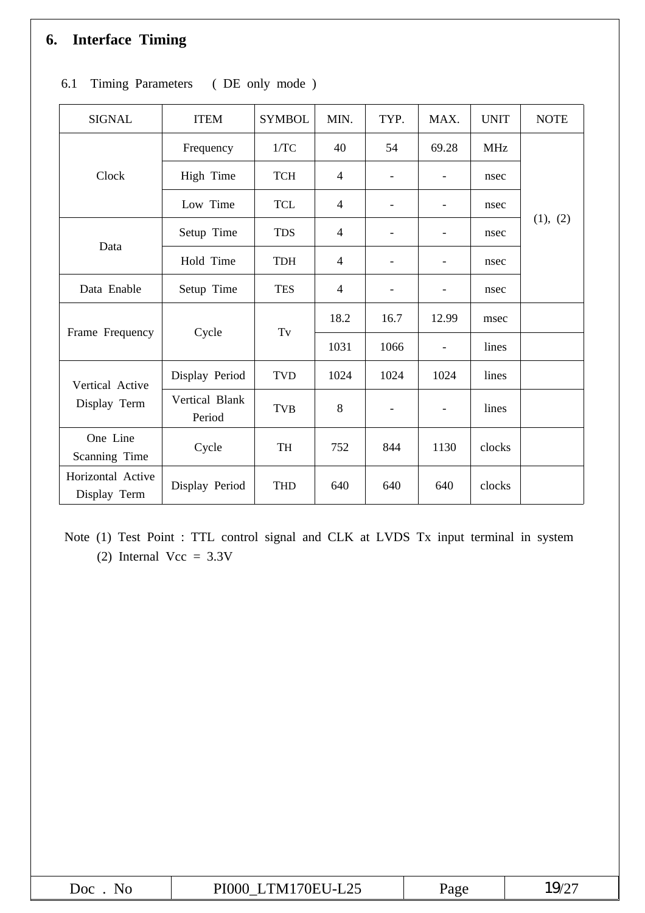## 6. Interface Timing

### 6.1 Timing Parameters ( DE only mode )

| SIGNAL | ITEM | SYMBOL | MIN. | TYP. | MAX. | UNIT | NOTE |
|---|---|---|---|---|---|---|---|
| Clock | Frequency | 1/TC | 40 | 54 | 69.28 | MHz | (1), (2) |
| | High Time | TCH | 4 | - | - | nsec | |
| | Low Time | TCL | 4 | - | - | nsec | |
| Data | Setup Time | TDS | 4 | - | - | nsec | |
| | Hold Time | TDH | 4 | - | - | nsec | |
| Data Enable | Setup Time | TES | 4 | - | - | nsec | |
| Frame Frequency | Cycle | Tv | 18.2 | 16.7 | 12.99 | msec | |
| | | | 1031 | 1066 | - | lines | |
| Vertical Active Display Term | Display Period | TVD | 1024 | 1024 | 1024 | lines | |
| | Vertical Blank Period | TVB | 8 | - | - | lines | |
| One Line Scanning Time | Cycle | TH | 752 | 844 | 1130 | clocks | |
| Horizontal Active Display Term | Display Period | THD | 640 | 640 | 640 | clocks | |

Note (1) Test Point : TTL control signal and CLK at LVDS Tx input terminal in system
(2) Internal Vcc = 3.3V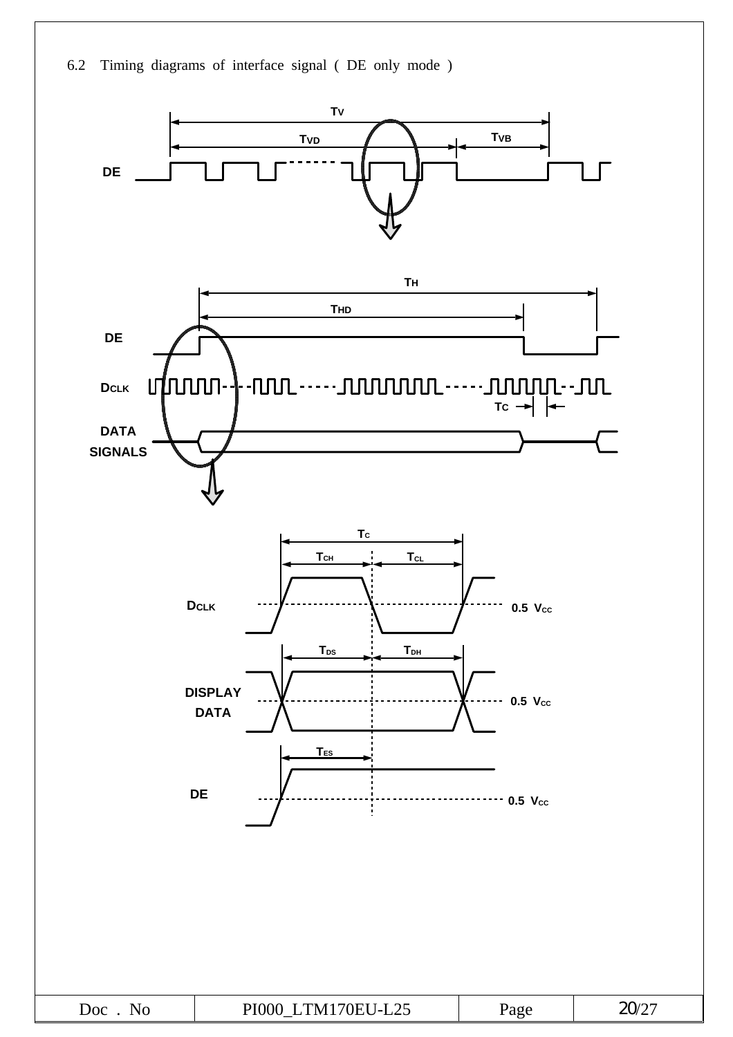6.2 Timing diagrams of interface signal ( DE only mode )

$T_V$

$T_{VD}$

$T_{VB}$

DE

$T_H$

$T_{HD}$

DE

$D_{CLK}$

$T_C$

DATA SIGNALS

$T_C$

$T_{CH}$

$T_{CL}$

$D_{CLK}$

0.5 $V_{CC}$

$T_{DS}$

$T_{DH}$

DISPLAY DATA

0.5 $V_{CC}$

$T_{ES}$

DE

0.5 $V_{CC}$

| Doc . No | PI000_LTM170EU-L25 | Page | 20/27 |
|---|---|---|---|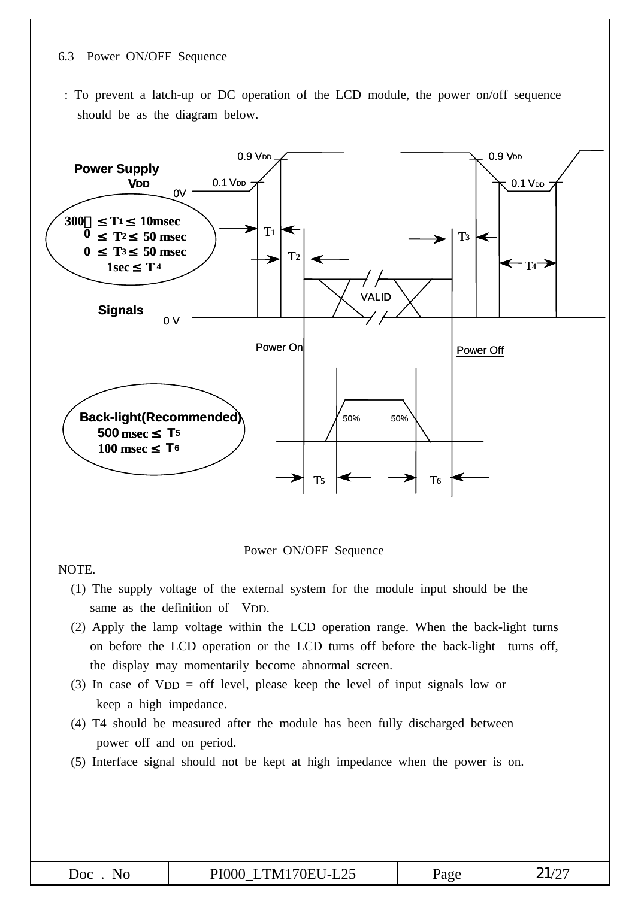## 6.3 Power ON/OFF Sequence

: To prevent a latch-up or DC operation of the LCD module, the power on/off sequence should be as the diagram below.

Power Supply VDD

0.9 VDD, 0.1 VDD, 0V

300㎲ ≤ T1 ≤ 10msec
0 ≤ T2 ≤ 50 msec
0 ≤ T3 ≤ 50 msec
1sec ≤ T4

Signals 0 V

VALID

Power On    Power Off

Back-light(Recommended)
500 msec ≤ T5
100 msec ≤ T6

50%  50%

T1 T2 T3 T4 T5 T6

Power ON/OFF Sequence

NOTE.

(1) The supply voltage of the external system for the module input should be the same as the definition of VDD.

(2) Apply the lamp voltage within the LCD operation range. When the back-light turns on before the LCD operation or the LCD turns off before the back-light turns off, the display may momentarily become abnormal screen.

(3) In case of VDD = off level, please keep the level of input signals low or keep a high impedance.

(4) T4 should be measured after the module has been fully discharged between power off and on period.

(5) Interface signal should not be kept at high impedance when the power is on.

| Doc . No | PI000_LTM170EU-L25 | Page | 21/27 |
|---|---|---|---|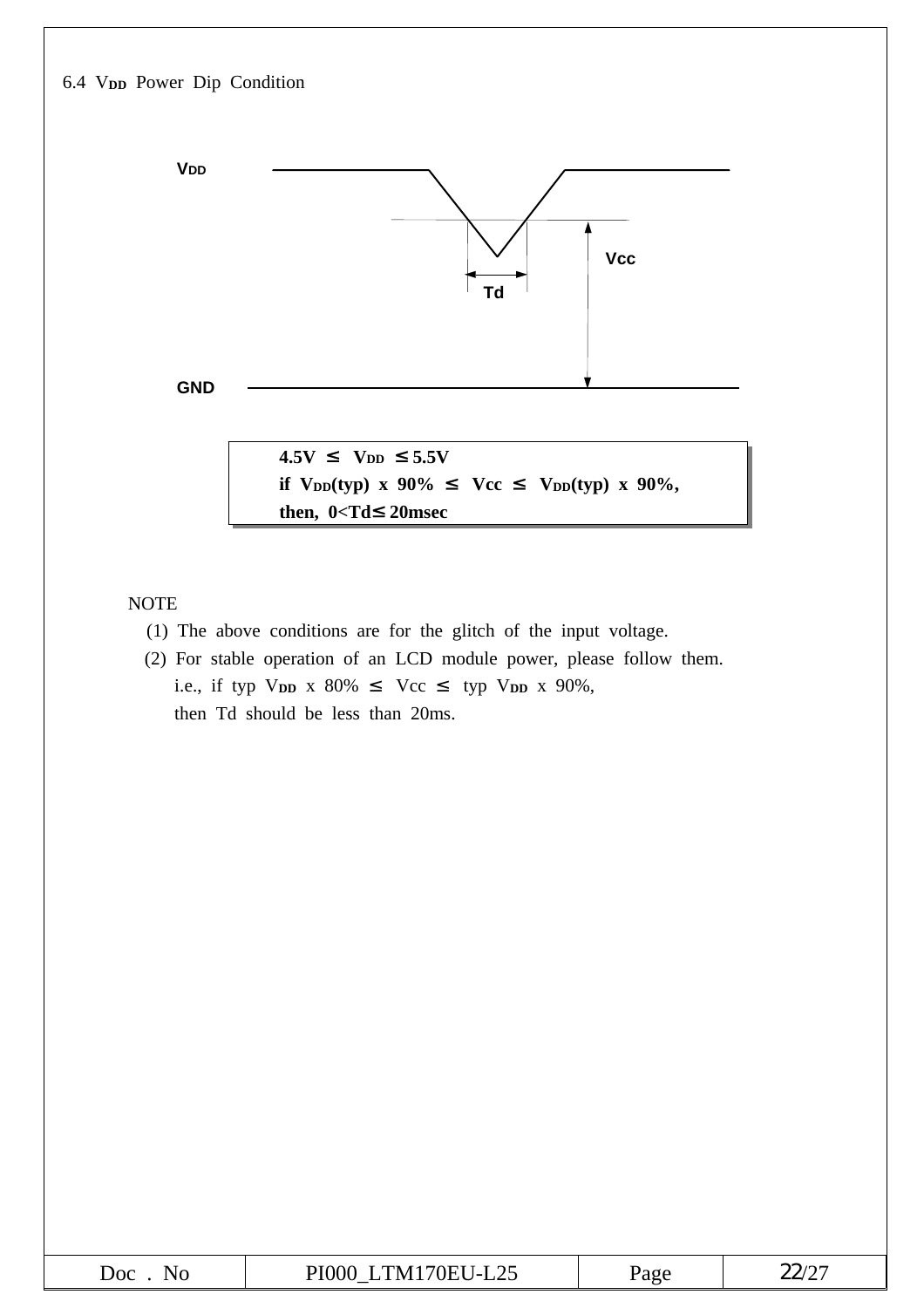## 6.4 $V_{DD}$ Power Dip Condition

VDD

Vcc

Td

GND

**4.5V ≤ $V_{DD}$ ≤ 5.5V**
**if $V_{DD}$(typ) x 90% ≤ Vcc ≤ $V_{DD}$(typ) x 90%,**
**then, 0<Td≤ 20msec**

NOTE

(1) The above conditions are for the glitch of the input voltage.

(2) For stable operation of an LCD module power, please follow them.
i.e., if typ $V_{DD}$ x 80% ≤ Vcc ≤ typ $V_{DD}$ x 90%,
then Td should be less than 20ms.

| Doc . No | PI000_LTM170EU-L25 | Page | 22/27 |
|---|---|---|---|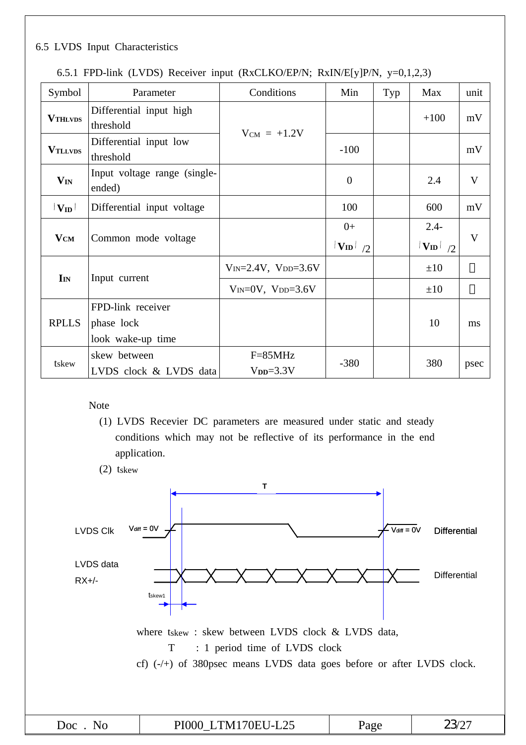## 6.5 LVDS Input Characteristics

### 6.5.1 FPD-link (LVDS) Receiver input (RxCLKO/EP/N; RxIN/E[y]P/N, y=0,1,2,3)

| Symbol | Parameter | Conditions | Min | Typ | Max | unit |
|---|---|---|---|---|---|---|
| $V_{THLVDS}$ | Differential input high threshold | $V_{CM}$ = +1.2V | | | +100 | mV |
| $V_{TLLVDS}$ | Differential input low threshold | $V_{CM}$ = +1.2V | -100 | | | mV |
| $V_{IN}$ | Input voltage range (single-ended) | | 0 | | 2.4 | V |
| $\lvert V_{ID} \rvert$ | Differential input voltage | | 100 | | 600 | mV |
| $V_{CM}$ | Common mode voltage | | 0+ $\lvert V_{ID} \rvert$ /2 | | 2.4- $\lvert V_{ID} \rvert$ /2 | V |
| $I_{IN}$ | Input current | $V_{IN}$=2.4V, $V_{DD}$=3.6V | | | ±10 | |
| | | $V_{IN}$=0V, $V_{DD}$=3.6V | | | ±10 | |
| RPLLS | FPD-link receiver phase lock look wake-up time | | | | 10 | ms |
| tskew | skew between LVDS clock & LVDS data | F=85MHz $V_{DD}$=3.3V | -380 | | 380 | psec |

Note

(1) LVDS Recevier DC parameters are measured under static and steady conditions which may not be reflective of its performance in the end application.

(2) tskew

T

LVDS Clk — $V_{diff}$ = 0V … $V_{diff}$ = 0V — Differential

LVDS data RX+/- — Differential

$t_{skew1}$

where $t_{skew}$ : skew between LVDS clock & LVDS data,

T : 1 period time of LVDS clock

cf) (-/+) of 380psec means LVDS data goes before or after LVDS clock.

| Doc . No | PI000_LTM170EU-L25 | Page | 23/27 |
|---|---|---|---|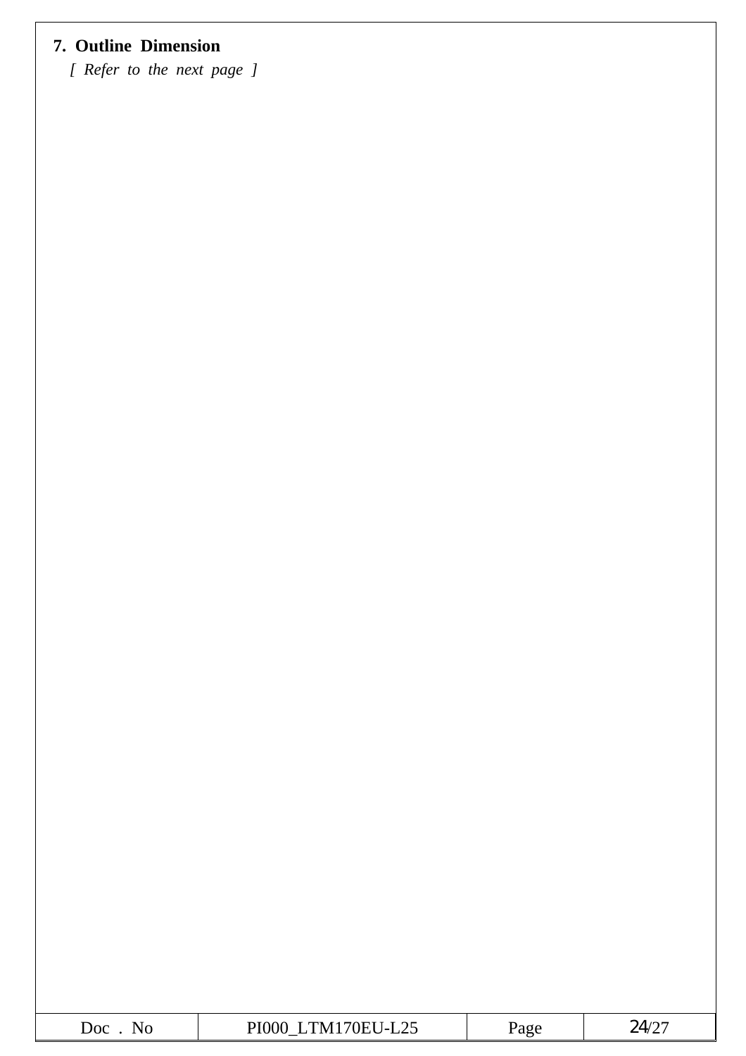## 7. Outline Dimension

*[ Refer to the next page ]*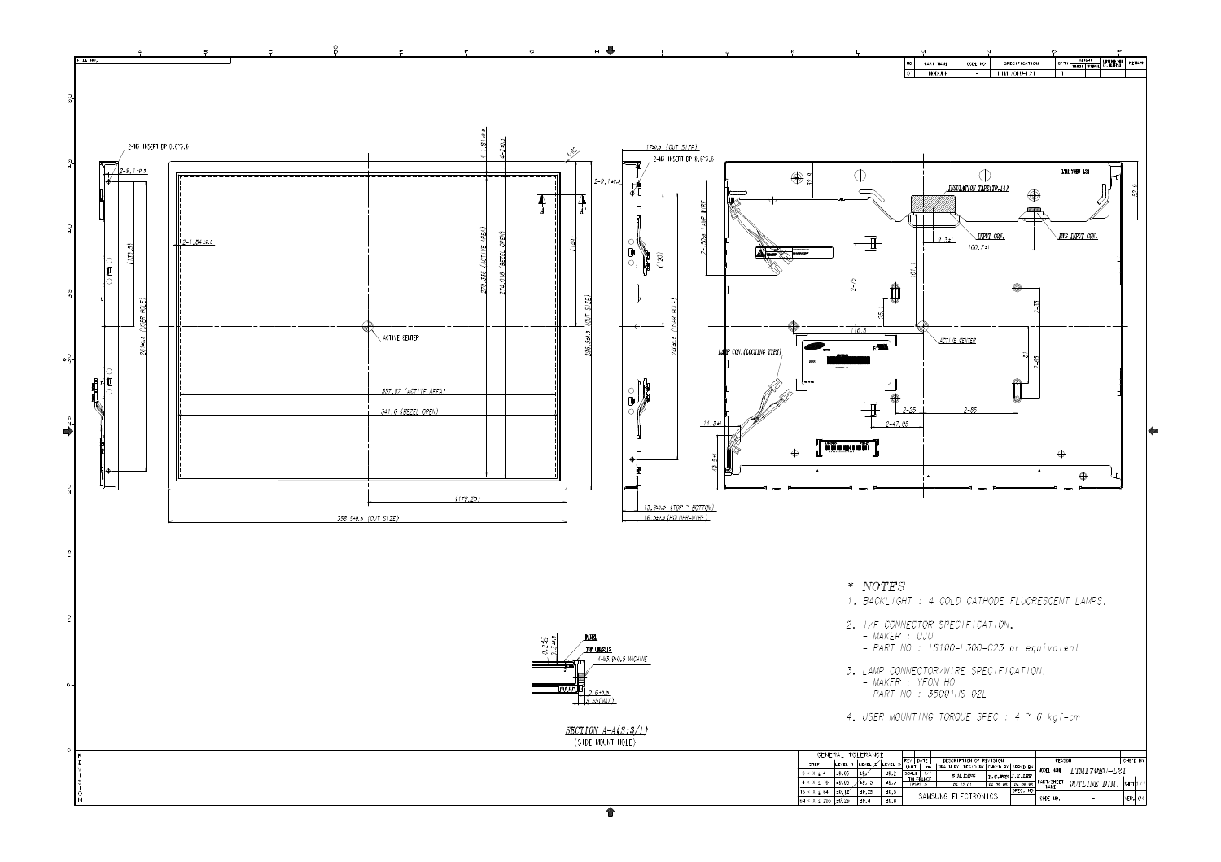| NO | PART NAME | CODE NO | SPECIFICATION | Q'TY |
|---|---|---|---|---|
| 01 | MODULE | - | LTM170EU-L21 | 1 |

\* NOTES

1. BACKLIGHT : 4 COLD CATHODE FLUORESCENT LAMPS.
2. I/F CONNECTOR SPECIFICATION.
   - MAKER : UJU
   - PART NO : IS100-L300-C23 or equivalent
3. LAMP CONNECTOR/WIRE SPECIFICATION.
   - MAKER : YEON HO
   - PART NO : 35001HS-02L
4. USER MOUNTING TORQUE SPEC : 4 ~ 6 kgf-cm

SECTION A-A(S:3/1)
(SIDE MOUNT HOLE)

| GENERAL TOLERANCE | | | |
|---|---|---|---|
| STEP | LEVEL 1 | LEVEL 2 | LEVEL 3 |
| 0 < X ≤ 4 | ±0.05 | ±0.1 | ±0.2 |
| 4 < X ≤ 16 | ±0.08 | ±0.15 | ±0.3 |
| 16 < X ≤ 64 | ±0.12 | ±0.25 | ±0.5 |
| 64 < X ≤ 256 | ±0.25 | ±0.4 | ±0.8 |

SAMSUNG ELECTRONICS

MODEL NAME: LTM170EU-L21

PART/SHEET NAME: OUTLINE DIM.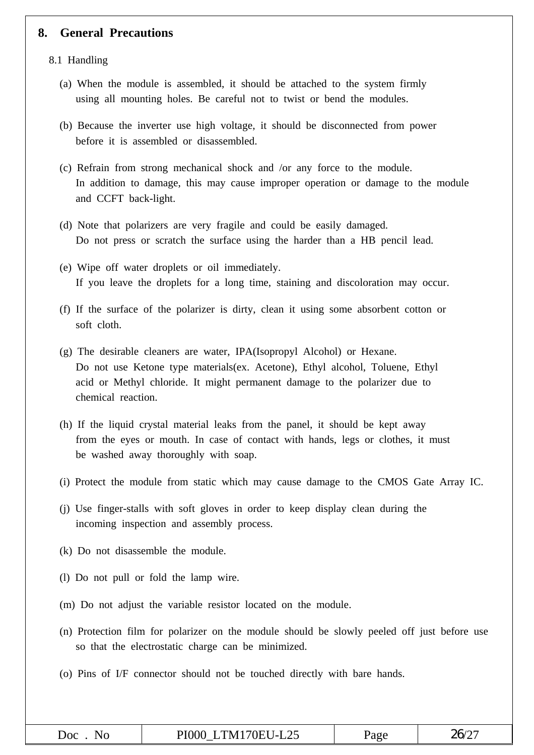# 8. General Precautions

## 8.1 Handling

(a) When the module is assembled, it should be attached to the system firmly using all mounting holes. Be careful not to twist or bend the modules.

(b) Because the inverter use high voltage, it should be disconnected from power before it is assembled or disassembled.

(c) Refrain from strong mechanical shock and /or any force to the module. In addition to damage, this may cause improper operation or damage to the module and CCFT back-light.

(d) Note that polarizers are very fragile and could be easily damaged. Do not press or scratch the surface using the harder than a HB pencil lead.

(e) Wipe off water droplets or oil immediately. If you leave the droplets for a long time, staining and discoloration may occur.

(f) If the surface of the polarizer is dirty, clean it using some absorbent cotton or soft cloth.

(g) The desirable cleaners are water, IPA(Isopropyl Alcohol) or Hexane. Do not use Ketone type materials(ex. Acetone), Ethyl alcohol, Toluene, Ethyl acid or Methyl chloride. It might permanent damage to the polarizer due to chemical reaction.

(h) If the liquid crystal material leaks from the panel, it should be kept away from the eyes or mouth. In case of contact with hands, legs or clothes, it must be washed away thoroughly with soap.

(i) Protect the module from static which may cause damage to the CMOS Gate Array IC.

(j) Use finger-stalls with soft gloves in order to keep display clean during the incoming inspection and assembly process.

(k) Do not disassemble the module.

(l) Do not pull or fold the lamp wire.

(m) Do not adjust the variable resistor located on the module.

(n) Protection film for polarizer on the module should be slowly peeled off just before use so that the electrostatic charge can be minimized.

(o) Pins of I/F connector should not be touched directly with bare hands.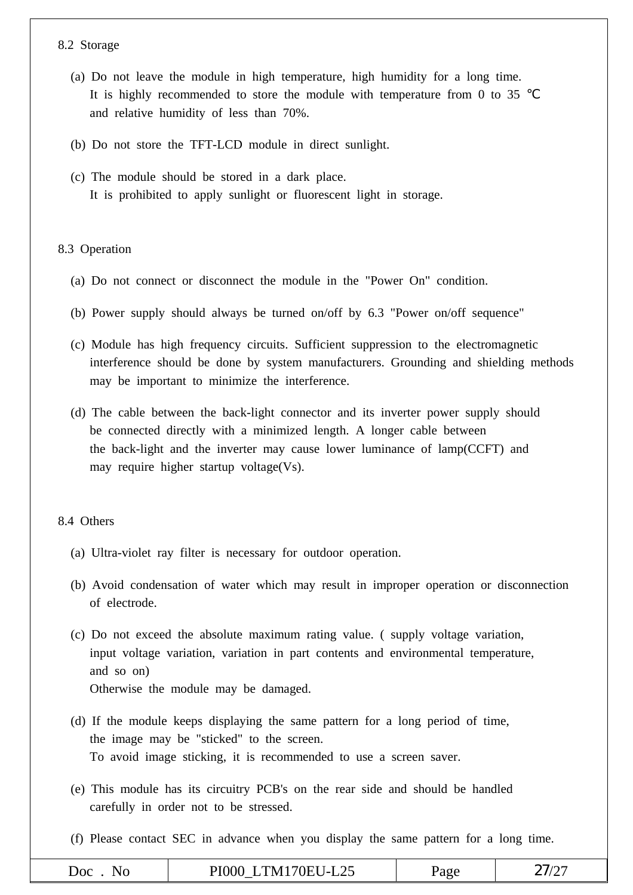## 8.2 Storage

(a) Do not leave the module in high temperature, high humidity for a long time.
It is highly recommended to store the module with temperature from 0 to 35 ℃ and relative humidity of less than 70%.

(b) Do not store the TFT-LCD module in direct sunlight.

(c) The module should be stored in a dark place.
It is prohibited to apply sunlight or fluorescent light in storage.

## 8.3 Operation

(a) Do not connect or disconnect the module in the "Power On" condition.

(b) Power supply should always be turned on/off by 6.3 "Power on/off sequence"

(c) Module has high frequency circuits. Sufficient suppression to the electromagnetic interference should be done by system manufacturers. Grounding and shielding methods may be important to minimize the interference.

(d) The cable between the back-light connector and its inverter power supply should be connected directly with a minimized length. A longer cable between the back-light and the inverter may cause lower luminance of lamp(CCFT) and may require higher startup voltage(Vs).

## 8.4 Others

(a) Ultra-violet ray filter is necessary for outdoor operation.

(b) Avoid condensation of water which may result in improper operation or disconnection of electrode.

(c) Do not exceed the absolute maximum rating value. ( supply voltage variation, input voltage variation, variation in part contents and environmental temperature, and so on)
Otherwise the module may be damaged.

(d) If the module keeps displaying the same pattern for a long period of time, the image may be "sticked" to the screen.
To avoid image sticking, it is recommended to use a screen saver.

(e) This module has its circuitry PCB's on the rear side and should be handled carefully in order not to be stressed.

(f) Please contact SEC in advance when you display the same pattern for a long time.